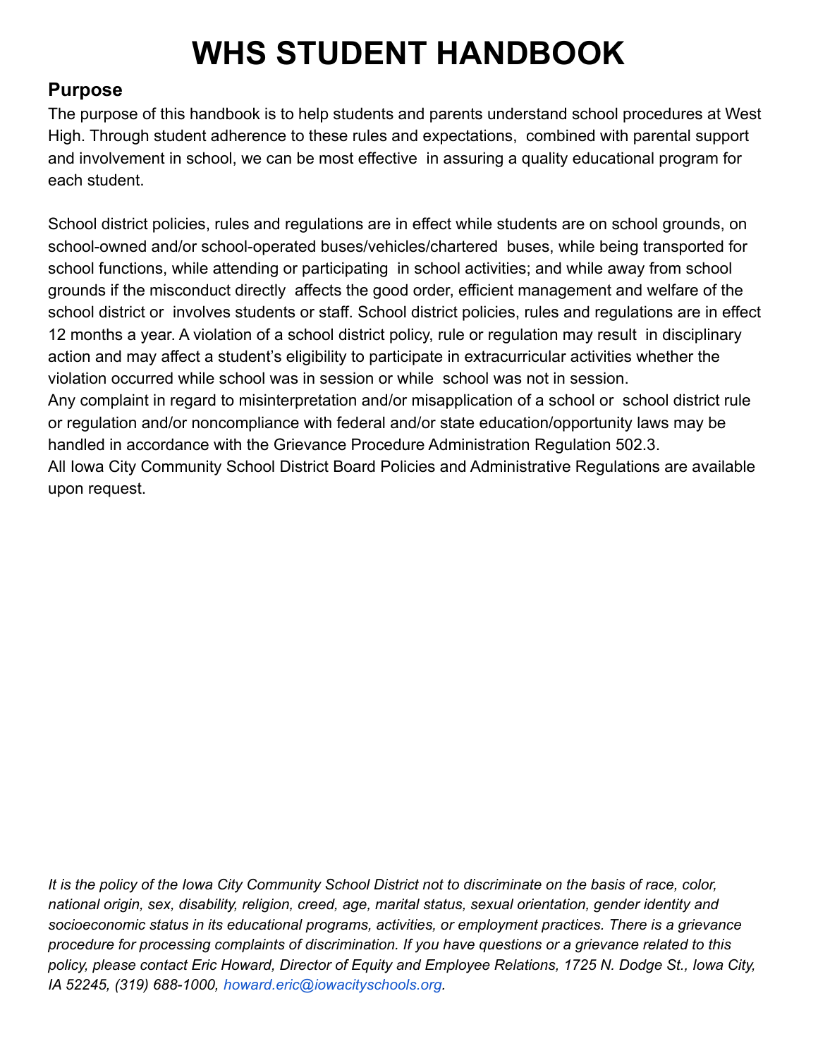# WHS STUDENT HANDBOOK

## Purpose

The purpose of this handbook is to help students and parents understand school procedures at West High. Through student adherence to these rules and expectations, combined with parental support and involvement in school, we can be most effective in assuring a quality educational program for each student.

School district policies, rules and regulations are in effect while students are on school grounds, on school-owned and/or school-operated buses/vehicles/chartered buses, while being transported for school functions, while attending or participating in school activities; and while away from school grounds if the misconduct directly affects the good order, efficient management and welfare of the school district or involves students or staff. School district policies, rules and regulations are in effect 12 months a year. A violation of a school district policy, rule or regulation may result in disciplinary action and may affect a student's eligibility to participate in extracurricular activities whether the violation occurred while school was in session or while school was not in session.
Any complaint in regard to misinterpretation and/or misapplication of a school or school district rule or regulation and/or noncompliance with federal and/or state education/opportunity laws may be handled in accordance with the Grievance Procedure Administration Regulation 502.3.
All Iowa City Community School District Board Policies and Administrative Regulations are available upon request.

*It is the policy of the Iowa City Community School District not to discriminate on the basis of race, color, national origin, sex, disability, religion, creed, age, marital status, sexual orientation, gender identity and socioeconomic status in its educational programs, activities, or employment practices. There is a grievance procedure for processing complaints of discrimination. If you have questions or a grievance related to this policy, please contact Eric Howard, Director of Equity and Employee Relations, 1725 N. Dodge St., Iowa City, IA 52245, (319) 688-1000, howard.eric@iowacityschools.org.*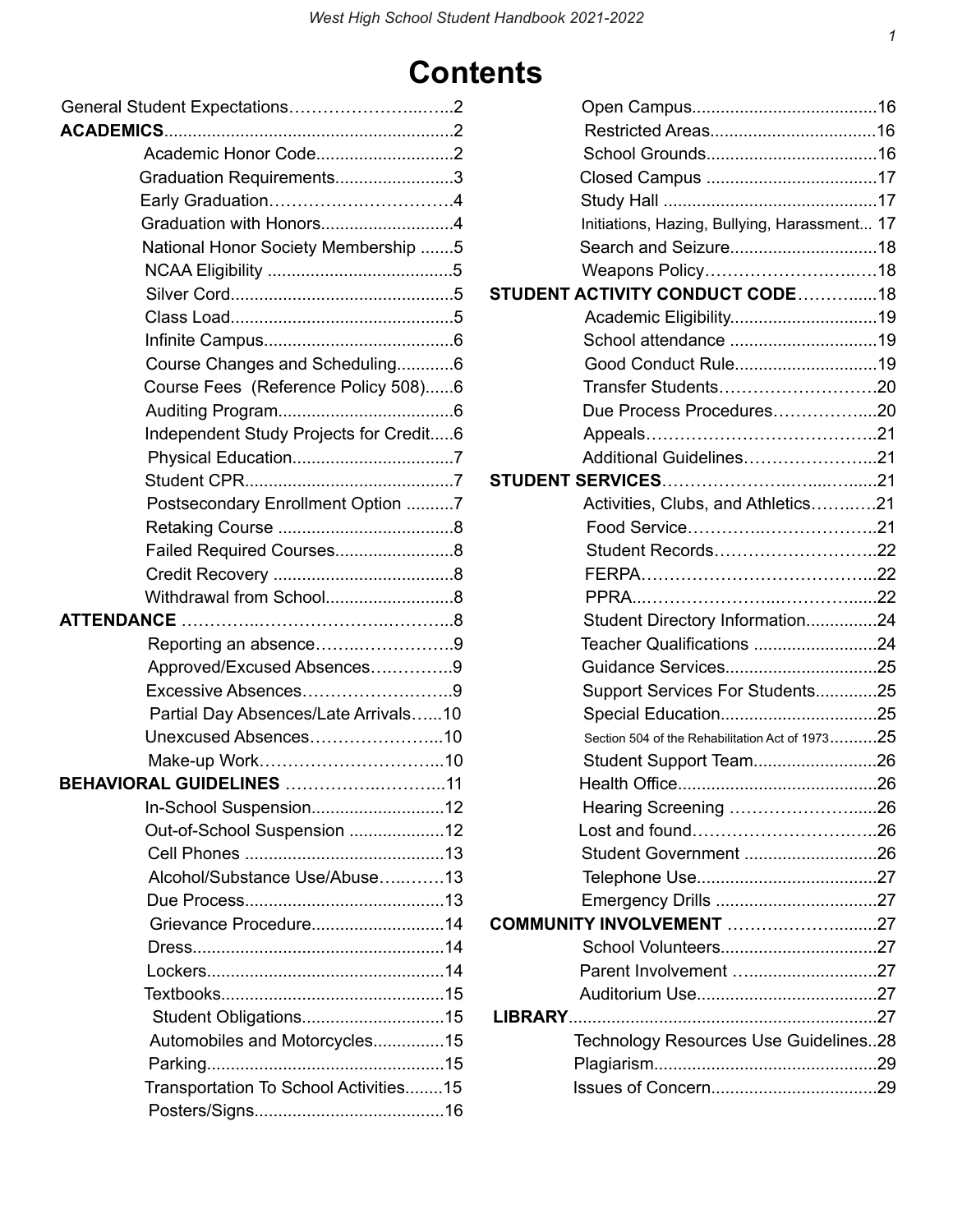# Contents

- General Student Expectations ... 2
- **ACADEMICS** ... 2
  - Academic Honor Code ... 2
  - Graduation Requirements ... 3
  - Early Graduation ... 4
  - Graduation with Honors ... 4
  - National Honor Society Membership ... 5
  - NCAA Eligibility ... 5
  - Silver Cord ... 5
  - Class Load ... 5
  - Infinite Campus ... 6
  - Course Changes and Scheduling ... 6
  - Course Fees (Reference Policy 508) ... 6
  - Auditing Program ... 6
  - Independent Study Projects for Credit ... 6
  - Physical Education ... 7
  - Student CPR ... 7
  - Postsecondary Enrollment Option ... 7
  - Retaking Course ... 8
  - Failed Required Courses ... 8
  - Credit Recovery ... 8
  - Withdrawal from School ... 8
- **ATTENDANCE** ... 8
  - Reporting an absence ... 9
  - Approved/Excused Absences ... 9
  - Excessive Absences ... 9
  - Partial Day Absences/Late Arrivals ... 10
  - Unexcused Absences ... 10
  - Make-up Work ... 10
- **BEHAVIORAL GUIDELINES** ... 11
  - In-School Suspension ... 12
  - Out-of-School Suspension ... 12
  - Cell Phones ... 13
  - Alcohol/Substance Use/Abuse ... 13
  - Due Process ... 13
  - Grievance Procedure ... 14
  - Dress ... 14
  - Lockers ... 14
  - Textbooks ... 15
  - Student Obligations ... 15
  - Automobiles and Motorcycles ... 15
  - Parking ... 15
  - Transportation To School Activities ... 15
  - Posters/Signs ... 16
  - Open Campus ... 16
  - Restricted Areas ... 16
  - School Grounds ... 16
  - Closed Campus ... 17
  - Study Hall ... 17
  - Initiations, Hazing, Bullying, Harassment ... 17
  - Search and Seizure ... 18
  - Weapons Policy ... 18
- **STUDENT ACTIVITY CONDUCT CODE** ... 18
  - Academic Eligibility ... 19
  - School attendance ... 19
  - Good Conduct Rule ... 19
  - Transfer Students ... 20
  - Due Process Procedures ... 20
  - Appeals ... 21
  - Additional Guidelines ... 21
- **STUDENT SERVICES** ... 21
  - Activities, Clubs, and Athletics ... 21
  - Food Service ... 21
  - Student Records ... 22
  - FERPA ... 22
  - PPRA ... 22
  - Student Directory Information ... 24
  - Teacher Qualifications ... 24
  - Guidance Services ... 25
  - Support Services For Students ... 25
  - Special Education ... 25
  - Section 504 of the Rehabilitation Act of 1973 ... 25
  - Student Support Team ... 26
  - Health Office ... 26
  - Hearing Screening ... 26
  - Lost and found ... 26
  - Student Government ... 26
  - Telephone Use ... 27
  - Emergency Drills ... 27
- **COMMUNITY INVOLVEMENT** ... 27
  - School Volunteers ... 27
  - Parent Involvement ... 27
  - Auditorium Use ... 27
- **LIBRARY** ... 27
  - Technology Resources Use Guidelines ... 28
  - Plagiarism ... 29
  - Issues of Concern ... 29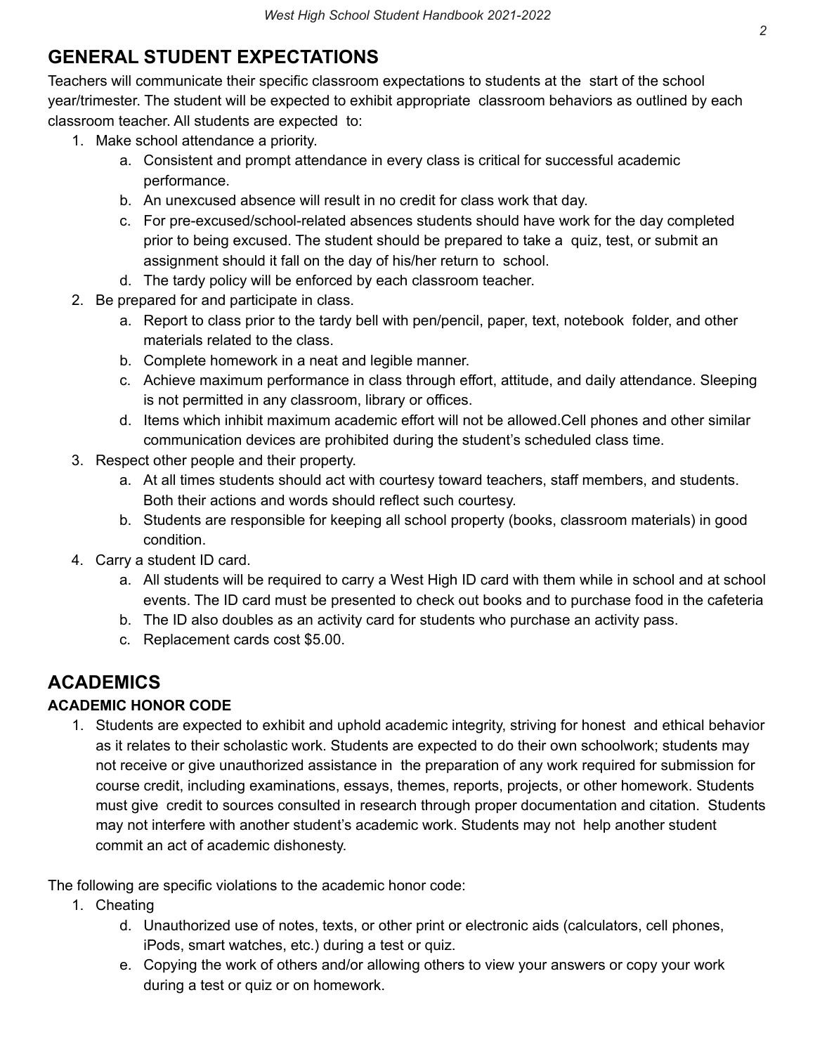## GENERAL STUDENT EXPECTATIONS

Teachers will communicate their specific classroom expectations to students at the start of the school year/trimester. The student will be expected to exhibit appropriate classroom behaviors as outlined by each classroom teacher. All students are expected to:

1. Make school attendance a priority.
    a. Consistent and prompt attendance in every class is critical for successful academic performance.
    b. An unexcused absence will result in no credit for class work that day.
    c. For pre-excused/school-related absences students should have work for the day completed prior to being excused. The student should be prepared to take a quiz, test, or submit an assignment should it fall on the day of his/her return to school.
    d. The tardy policy will be enforced by each classroom teacher.
2. Be prepared for and participate in class.
    a. Report to class prior to the tardy bell with pen/pencil, paper, text, notebook folder, and other materials related to the class.
    b. Complete homework in a neat and legible manner.
    c. Achieve maximum performance in class through effort, attitude, and daily attendance. Sleeping is not permitted in any classroom, library or offices.
    d. Items which inhibit maximum academic effort will not be allowed.Cell phones and other similar communication devices are prohibited during the student's scheduled class time.
3. Respect other people and their property.
    a. At all times students should act with courtesy toward teachers, staff members, and students. Both their actions and words should reflect such courtesy.
    b. Students are responsible for keeping all school property (books, classroom materials) in good condition.
4. Carry a student ID card.
    a. All students will be required to carry a West High ID card with them while in school and at school events. The ID card must be presented to check out books and to purchase food in the cafeteria
    b. The ID also doubles as an activity card for students who purchase an activity pass.
    c. Replacement cards cost $5.00.

## ACADEMICS

### ACADEMIC HONOR CODE

1. Students are expected to exhibit and uphold academic integrity, striving for honest and ethical behavior as it relates to their scholastic work. Students are expected to do their own schoolwork; students may not receive or give unauthorized assistance in the preparation of any work required for submission for course credit, including examinations, essays, themes, reports, projects, or other homework. Students must give credit to sources consulted in research through proper documentation and citation. Students may not interfere with another student's academic work. Students may not help another student commit an act of academic dishonesty.

The following are specific violations to the academic honor code:

1. Cheating
    d. Unauthorized use of notes, texts, or other print or electronic aids (calculators, cell phones, iPods, smart watches, etc.) during a test or quiz.
    e. Copying the work of others and/or allowing others to view your answers or copy your work during a test or quiz or on homework.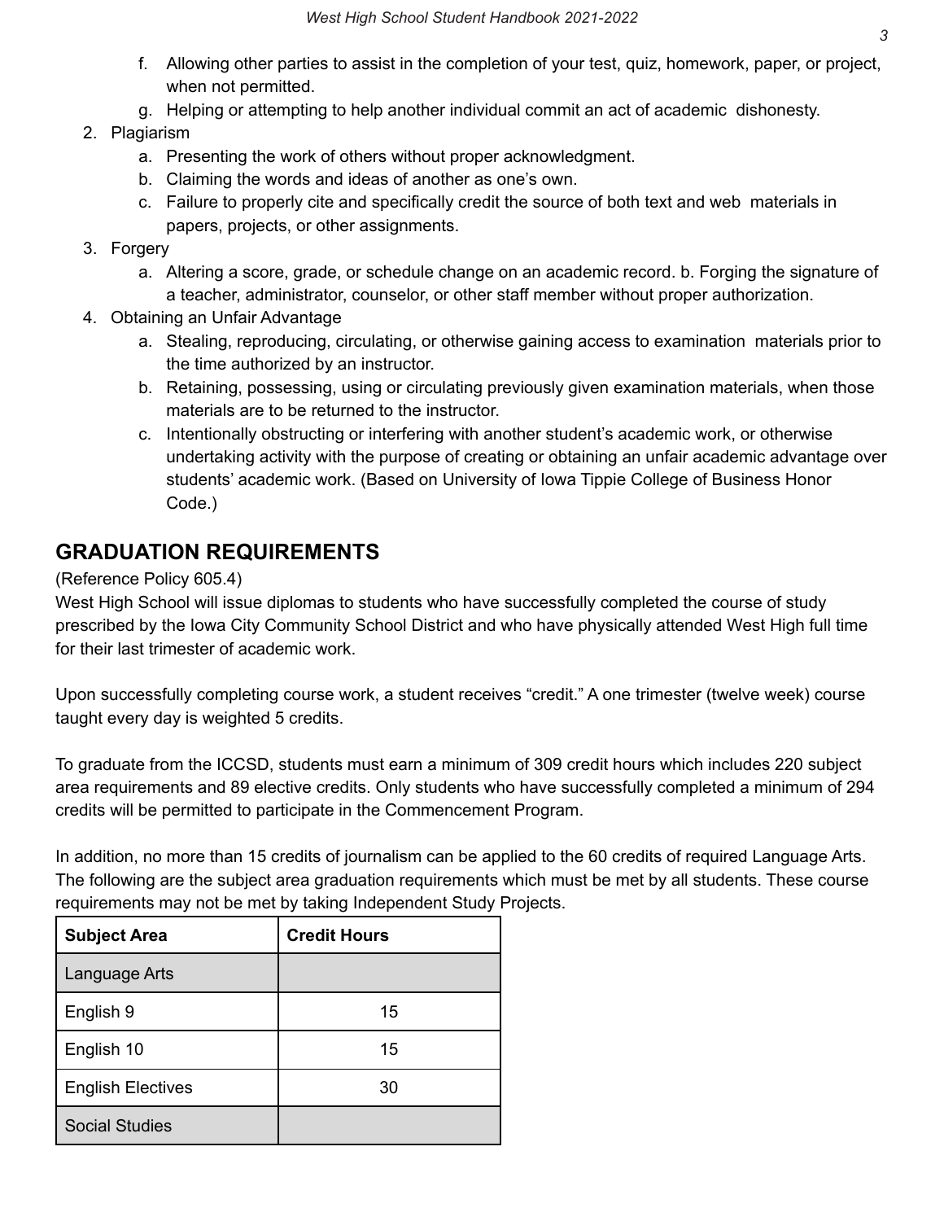f. Allowing other parties to assist in the completion of your test, quiz, homework, paper, or project, when not permitted.
g. Helping or attempting to help another individual commit an act of academic dishonesty.

2. Plagiarism
    a. Presenting the work of others without proper acknowledgment.
    b. Claiming the words and ideas of another as one's own.
    c. Failure to properly cite and specifically credit the source of both text and web materials in papers, projects, or other assignments.
3. Forgery
    a. Altering a score, grade, or schedule change on an academic record. b. Forging the signature of a teacher, administrator, counselor, or other staff member without proper authorization.
4. Obtaining an Unfair Advantage
    a. Stealing, reproducing, circulating, or otherwise gaining access to examination materials prior to the time authorized by an instructor.
    b. Retaining, possessing, using or circulating previously given examination materials, when those materials are to be returned to the instructor.
    c. Intentionally obstructing or interfering with another student's academic work, or otherwise undertaking activity with the purpose of creating or obtaining an unfair academic advantage over students' academic work. (Based on University of Iowa Tippie College of Business Honor Code.)

## GRADUATION REQUIREMENTS

(Reference Policy 605.4)

West High School will issue diplomas to students who have successfully completed the course of study prescribed by the Iowa City Community School District and who have physically attended West High full time for their last trimester of academic work.

Upon successfully completing course work, a student receives "credit." A one trimester (twelve week) course taught every day is weighted 5 credits.

To graduate from the ICCSD, students must earn a minimum of 309 credit hours which includes 220 subject area requirements and 89 elective credits. Only students who have successfully completed a minimum of 294 credits will be permitted to participate in the Commencement Program.

In addition, no more than 15 credits of journalism can be applied to the 60 credits of required Language Arts. The following are the subject area graduation requirements which must be met by all students. These course requirements may not be met by taking Independent Study Projects.

| Subject Area | Credit Hours |
|---|---|
| Language Arts | |
| English 9 | 15 |
| English 10 | 15 |
| English Electives | 30 |
| Social Studies | |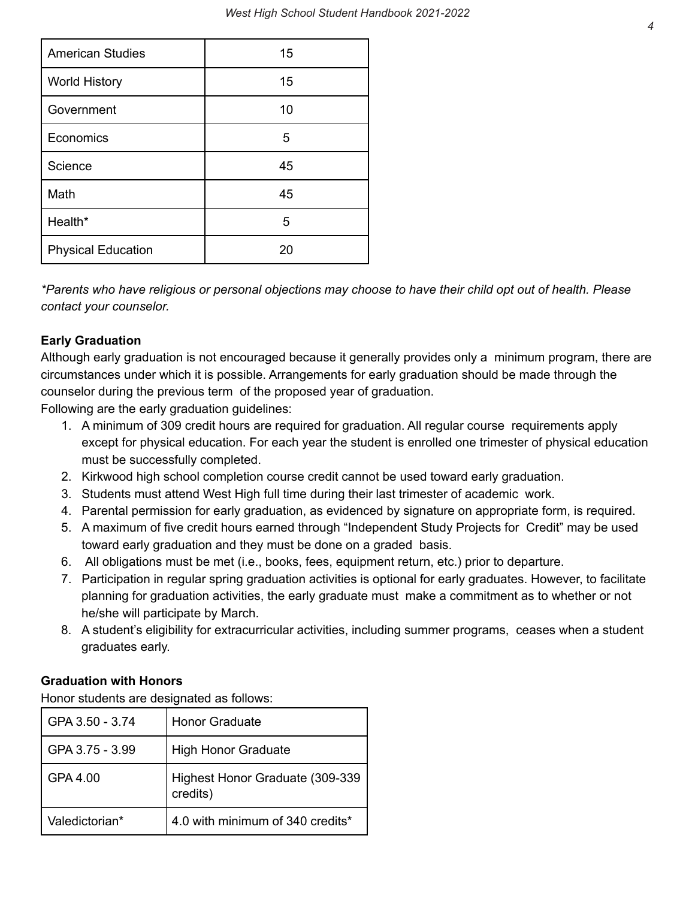| American Studies | 15 |
|---|---|
| World History | 15 |
| Government | 10 |
| Economics | 5 |
| Science | 45 |
| Math | 45 |
| Health* | 5 |
| Physical Education | 20 |

*\*Parents who have religious or personal objections may choose to have their child opt out of health. Please contact your counselor.*

**Early Graduation**

Although early graduation is not encouraged because it generally provides only a minimum program, there are circumstances under which it is possible. Arrangements for early graduation should be made through the counselor during the previous term of the proposed year of graduation.

Following are the early graduation guidelines:

1. A minimum of 309 credit hours are required for graduation. All regular course requirements apply except for physical education. For each year the student is enrolled one trimester of physical education must be successfully completed.
2. Kirkwood high school completion course credit cannot be used toward early graduation.
3. Students must attend West High full time during their last trimester of academic work.
4. Parental permission for early graduation, as evidenced by signature on appropriate form, is required.
5. A maximum of five credit hours earned through "Independent Study Projects for Credit" may be used toward early graduation and they must be done on a graded basis.
6. All obligations must be met (i.e., books, fees, equipment return, etc.) prior to departure.
7. Participation in regular spring graduation activities is optional for early graduates. However, to facilitate planning for graduation activities, the early graduate must make a commitment as to whether or not he/she will participate by March.
8. A student's eligibility for extracurricular activities, including summer programs, ceases when a student graduates early.

**Graduation with Honors**

Honor students are designated as follows:

| GPA 3.50 - 3.74 | Honor Graduate |
|---|---|
| GPA 3.75 - 3.99 | High Honor Graduate |
| GPA 4.00 | Highest Honor Graduate (309-339 credits) |
| Valedictorian* | 4.0 with minimum of 340 credits* |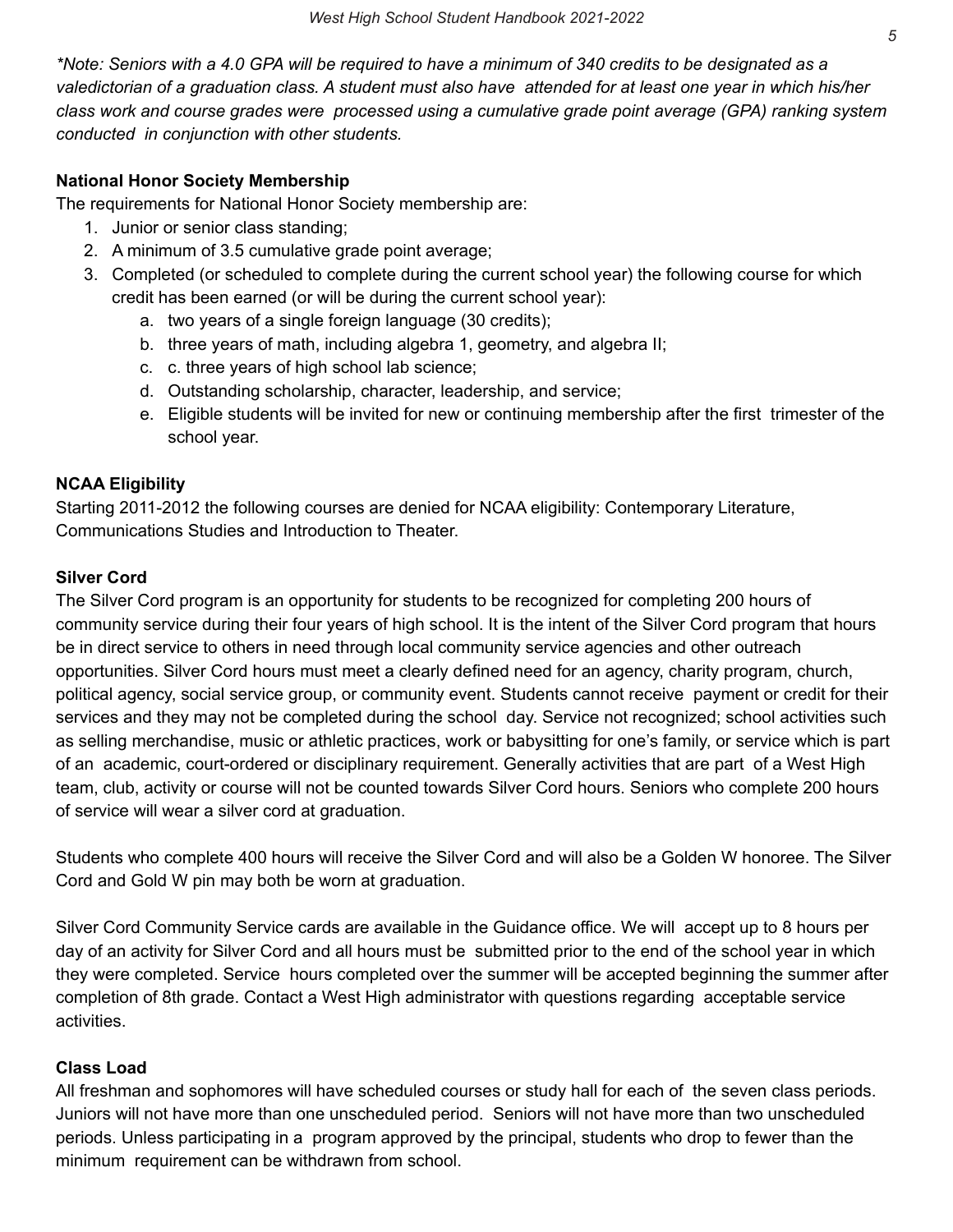*\*Note: Seniors with a 4.0 GPA will be required to have a minimum of 340 credits to be designated as a valedictorian of a graduation class. A student must also have attended for at least one year in which his/her class work and course grades were processed using a cumulative grade point average (GPA) ranking system conducted in conjunction with other students.*

**National Honor Society Membership**

The requirements for National Honor Society membership are:

1. Junior or senior class standing;
2. A minimum of 3.5 cumulative grade point average;
3. Completed (or scheduled to complete during the current school year) the following course for which credit has been earned (or will be during the current school year):
   a. two years of a single foreign language (30 credits);
   b. three years of math, including algebra 1, geometry, and algebra II;
   c. c. three years of high school lab science;
   d. Outstanding scholarship, character, leadership, and service;
   e. Eligible students will be invited for new or continuing membership after the first trimester of the school year.

**NCAA Eligibility**

Starting 2011-2012 the following courses are denied for NCAA eligibility: Contemporary Literature, Communications Studies and Introduction to Theater.

**Silver Cord**

The Silver Cord program is an opportunity for students to be recognized for completing 200 hours of community service during their four years of high school. It is the intent of the Silver Cord program that hours be in direct service to others in need through local community service agencies and other outreach opportunities. Silver Cord hours must meet a clearly defined need for an agency, charity program, church, political agency, social service group, or community event. Students cannot receive payment or credit for their services and they may not be completed during the school day. Service not recognized; school activities such as selling merchandise, music or athletic practices, work or babysitting for one's family, or service which is part of an academic, court-ordered or disciplinary requirement. Generally activities that are part of a West High team, club, activity or course will not be counted towards Silver Cord hours. Seniors who complete 200 hours of service will wear a silver cord at graduation.

Students who complete 400 hours will receive the Silver Cord and will also be a Golden W honoree. The Silver Cord and Gold W pin may both be worn at graduation.

Silver Cord Community Service cards are available in the Guidance office. We will accept up to 8 hours per day of an activity for Silver Cord and all hours must be submitted prior to the end of the school year in which they were completed. Service hours completed over the summer will be accepted beginning the summer after completion of 8th grade. Contact a West High administrator with questions regarding acceptable service activities.

**Class Load**

All freshman and sophomores will have scheduled courses or study hall for each of the seven class periods. Juniors will not have more than one unscheduled period. Seniors will not have more than two unscheduled periods. Unless participating in a program approved by the principal, students who drop to fewer than the minimum requirement can be withdrawn from school.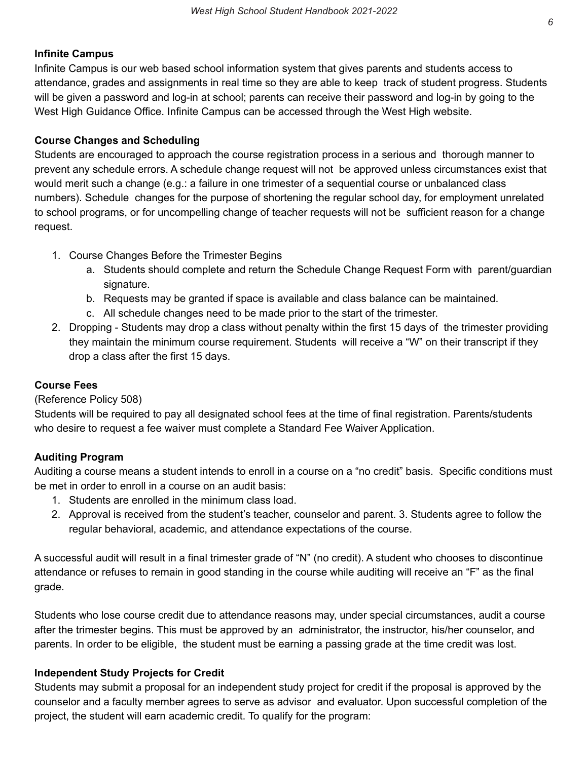### Infinite Campus

Infinite Campus is our web based school information system that gives parents and students access to attendance, grades and assignments in real time so they are able to keep track of student progress. Students will be given a password and log-in at school; parents can receive their password and log-in by going to the West High Guidance Office. Infinite Campus can be accessed through the West High website.

### Course Changes and Scheduling

Students are encouraged to approach the course registration process in a serious and thorough manner to prevent any schedule errors. A schedule change request will not be approved unless circumstances exist that would merit such a change (e.g.: a failure in one trimester of a sequential course or unbalanced class numbers). Schedule changes for the purpose of shortening the regular school day, for employment unrelated to school programs, or for uncompelling change of teacher requests will not be sufficient reason for a change request.

1. Course Changes Before the Trimester Begins
   a. Students should complete and return the Schedule Change Request Form with parent/guardian signature.
   b. Requests may be granted if space is available and class balance can be maintained.
   c. All schedule changes need to be made prior to the start of the trimester.
2. Dropping - Students may drop a class without penalty within the first 15 days of the trimester providing they maintain the minimum course requirement. Students will receive a "W" on their transcript if they drop a class after the first 15 days.

### Course Fees

(Reference Policy 508)

Students will be required to pay all designated school fees at the time of final registration. Parents/students who desire to request a fee waiver must complete a Standard Fee Waiver Application.

### Auditing Program

Auditing a course means a student intends to enroll in a course on a "no credit" basis. Specific conditions must be met in order to enroll in a course on an audit basis:

1. Students are enrolled in the minimum class load.
2. Approval is received from the student's teacher, counselor and parent. 3. Students agree to follow the regular behavioral, academic, and attendance expectations of the course.

A successful audit will result in a final trimester grade of "N" (no credit). A student who chooses to discontinue attendance or refuses to remain in good standing in the course while auditing will receive an "F" as the final grade.

Students who lose course credit due to attendance reasons may, under special circumstances, audit a course after the trimester begins. This must be approved by an administrator, the instructor, his/her counselor, and parents. In order to be eligible, the student must be earning a passing grade at the time credit was lost.

### Independent Study Projects for Credit

Students may submit a proposal for an independent study project for credit if the proposal is approved by the counselor and a faculty member agrees to serve as advisor and evaluator. Upon successful completion of the project, the student will earn academic credit. To qualify for the program: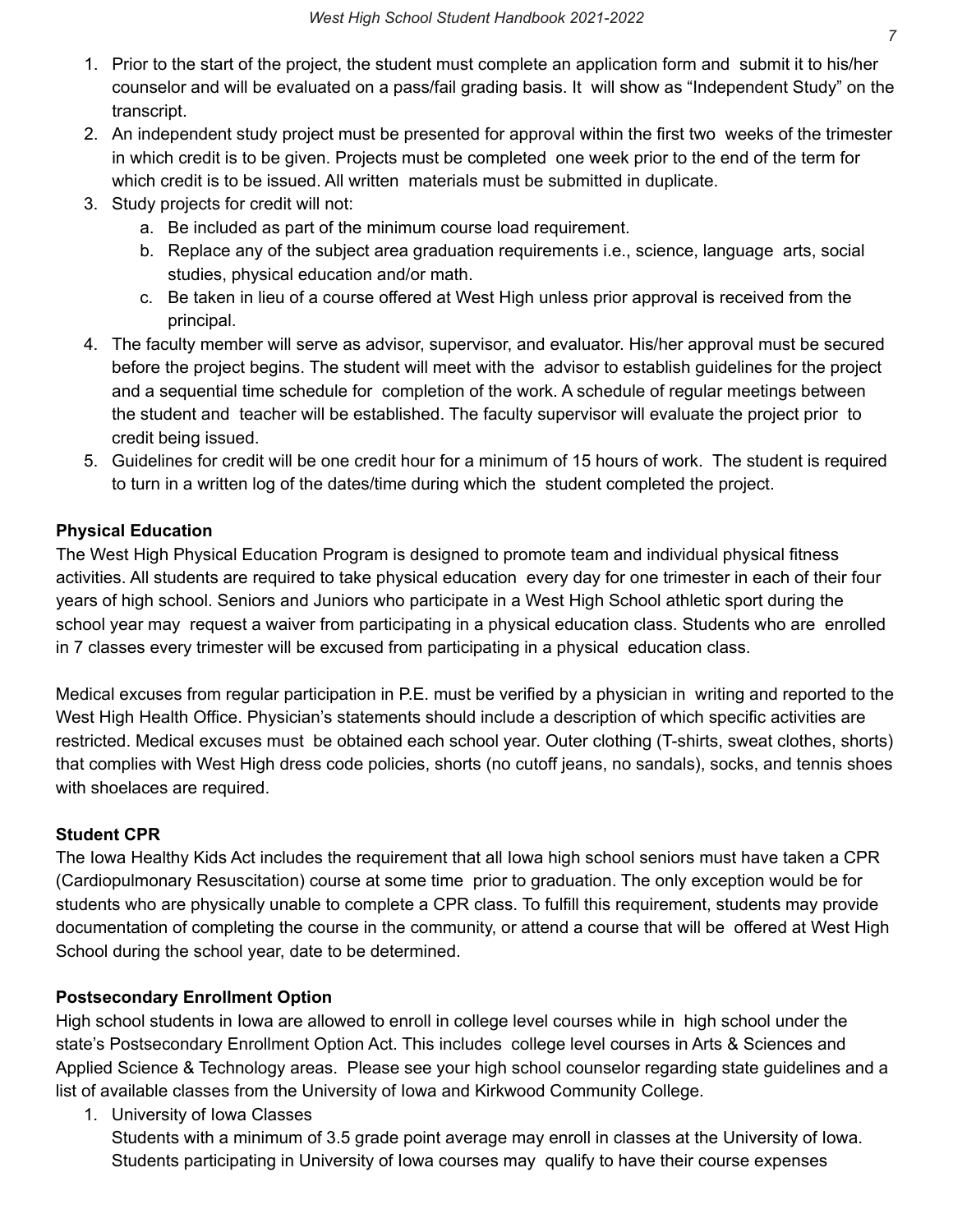1. Prior to the start of the project, the student must complete an application form and submit it to his/her counselor and will be evaluated on a pass/fail grading basis. It will show as "Independent Study" on the transcript.
2. An independent study project must be presented for approval within the first two weeks of the trimester in which credit is to be given. Projects must be completed one week prior to the end of the term for which credit is to be issued. All written materials must be submitted in duplicate.
3. Study projects for credit will not:
   a. Be included as part of the minimum course load requirement.
   b. Replace any of the subject area graduation requirements i.e., science, language arts, social studies, physical education and/or math.
   c. Be taken in lieu of a course offered at West High unless prior approval is received from the principal.
4. The faculty member will serve as advisor, supervisor, and evaluator. His/her approval must be secured before the project begins. The student will meet with the advisor to establish guidelines for the project and a sequential time schedule for completion of the work. A schedule of regular meetings between the student and teacher will be established. The faculty supervisor will evaluate the project prior to credit being issued.
5. Guidelines for credit will be one credit hour for a minimum of 15 hours of work. The student is required to turn in a written log of the dates/time during which the student completed the project.

**Physical Education**

The West High Physical Education Program is designed to promote team and individual physical fitness activities. All students are required to take physical education every day for one trimester in each of their four years of high school. Seniors and Juniors who participate in a West High School athletic sport during the school year may request a waiver from participating in a physical education class. Students who are enrolled in 7 classes every trimester will be excused from participating in a physical education class.

Medical excuses from regular participation in P.E. must be verified by a physician in writing and reported to the West High Health Office. Physician's statements should include a description of which specific activities are restricted. Medical excuses must be obtained each school year. Outer clothing (T-shirts, sweat clothes, shorts) that complies with West High dress code policies, shorts (no cutoff jeans, no sandals), socks, and tennis shoes with shoelaces are required.

**Student CPR**

The Iowa Healthy Kids Act includes the requirement that all Iowa high school seniors must have taken a CPR (Cardiopulmonary Resuscitation) course at some time prior to graduation. The only exception would be for students who are physically unable to complete a CPR class. To fulfill this requirement, students may provide documentation of completing the course in the community, or attend a course that will be offered at West High School during the school year, date to be determined.

**Postsecondary Enrollment Option**

High school students in Iowa are allowed to enroll in college level courses while in high school under the state's Postsecondary Enrollment Option Act. This includes college level courses in Arts & Sciences and Applied Science & Technology areas. Please see your high school counselor regarding state guidelines and a list of available classes from the University of Iowa and Kirkwood Community College.

1. University of Iowa Classes
   Students with a minimum of 3.5 grade point average may enroll in classes at the University of Iowa. Students participating in University of Iowa courses may qualify to have their course expenses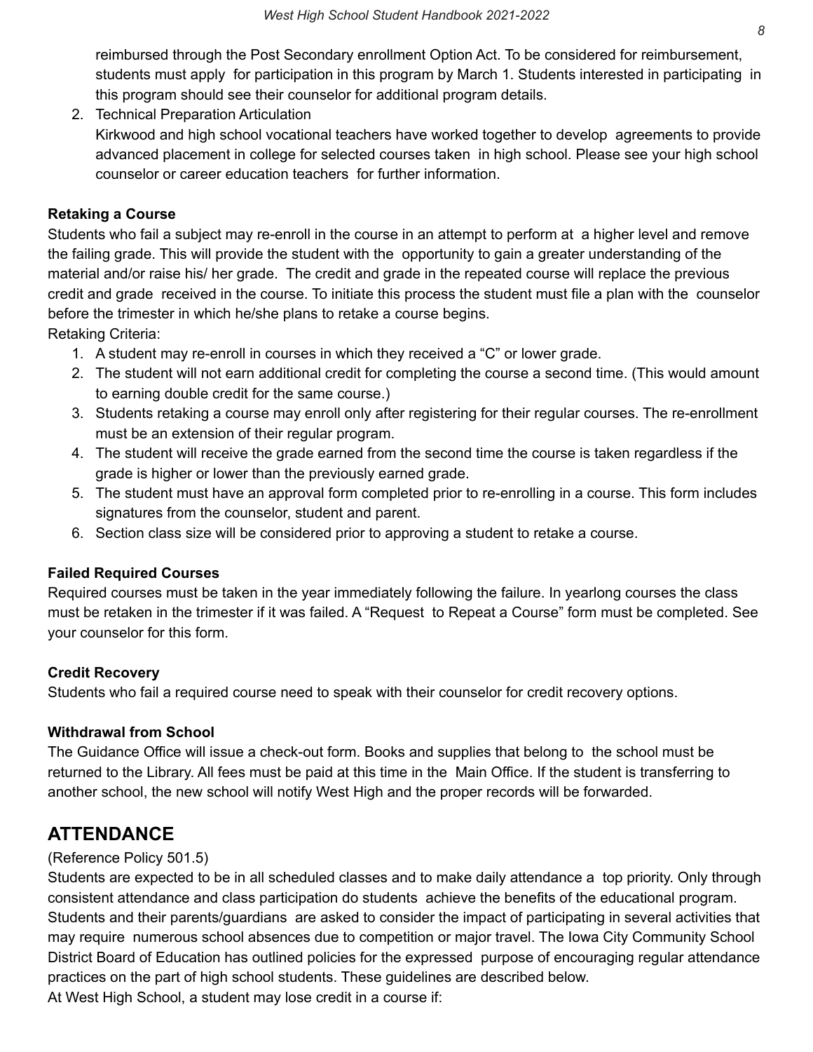reimbursed through the Post Secondary enrollment Option Act. To be considered for reimbursement, students must apply for participation in this program by March 1. Students interested in participating in this program should see their counselor for additional program details.

2. Technical Preparation Articulation
   Kirkwood and high school vocational teachers have worked together to develop agreements to provide advanced placement in college for selected courses taken in high school. Please see your high school counselor or career education teachers for further information.

**Retaking a Course**

Students who fail a subject may re-enroll in the course in an attempt to perform at a higher level and remove the failing grade. This will provide the student with the opportunity to gain a greater understanding of the material and/or raise his/ her grade. The credit and grade in the repeated course will replace the previous credit and grade received in the course. To initiate this process the student must file a plan with the counselor before the trimester in which he/she plans to retake a course begins.

Retaking Criteria:

1. A student may re-enroll in courses in which they received a “C” or lower grade.
2. The student will not earn additional credit for completing the course a second time. (This would amount to earning double credit for the same course.)
3. Students retaking a course may enroll only after registering for their regular courses. The re-enrollment must be an extension of their regular program.
4. The student will receive the grade earned from the second time the course is taken regardless if the grade is higher or lower than the previously earned grade.
5. The student must have an approval form completed prior to re-enrolling in a course. This form includes signatures from the counselor, student and parent.
6. Section class size will be considered prior to approving a student to retake a course.

**Failed Required Courses**

Required courses must be taken in the year immediately following the failure. In yearlong courses the class must be retaken in the trimester if it was failed. A “Request to Repeat a Course” form must be completed. See your counselor for this form.

**Credit Recovery**

Students who fail a required course need to speak with their counselor for credit recovery options.

**Withdrawal from School**

The Guidance Office will issue a check-out form. Books and supplies that belong to the school must be returned to the Library. All fees must be paid at this time in the Main Office. If the student is transferring to another school, the new school will notify West High and the proper records will be forwarded.

# ATTENDANCE

(Reference Policy 501.5)

Students are expected to be in all scheduled classes and to make daily attendance a top priority. Only through consistent attendance and class participation do students achieve the benefits of the educational program. Students and their parents/guardians are asked to consider the impact of participating in several activities that may require numerous school absences due to competition or major travel. The Iowa City Community School District Board of Education has outlined policies for the expressed purpose of encouraging regular attendance practices on the part of high school students. These guidelines are described below.

At West High School, a student may lose credit in a course if: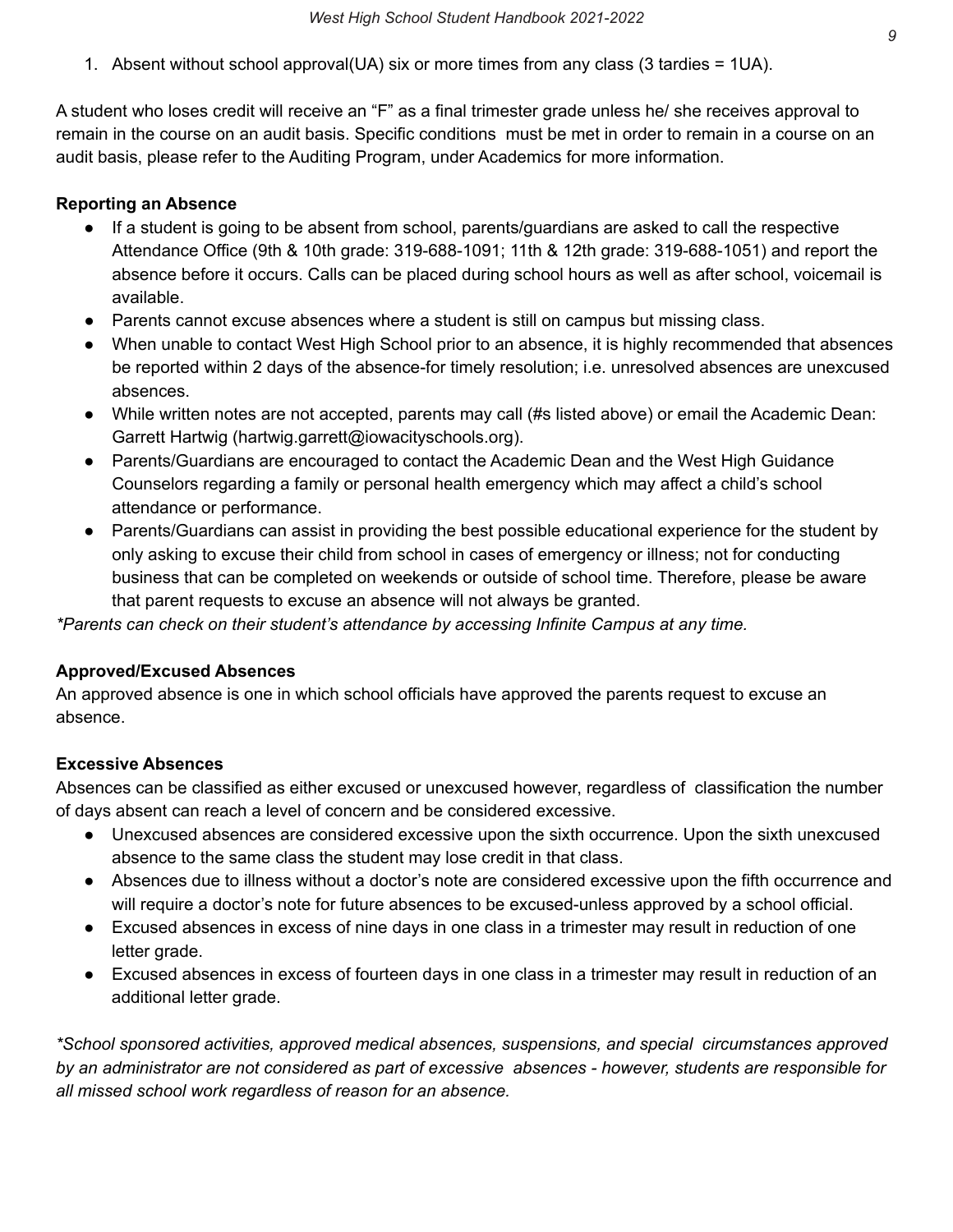1. Absent without school approval(UA) six or more times from any class (3 tardies = 1UA).

A student who loses credit will receive an "F" as a final trimester grade unless he/ she receives approval to remain in the course on an audit basis. Specific conditions must be met in order to remain in a course on an audit basis, please refer to the Auditing Program, under Academics for more information.

**Reporting an Absence**

- If a student is going to be absent from school, parents/guardians are asked to call the respective Attendance Office (9th & 10th grade: 319-688-1091; 11th & 12th grade: 319-688-1051) and report the absence before it occurs. Calls can be placed during school hours as well as after school, voicemail is available.
- Parents cannot excuse absences where a student is still on campus but missing class.
- When unable to contact West High School prior to an absence, it is highly recommended that absences be reported within 2 days of the absence-for timely resolution; i.e. unresolved absences are unexcused absences.
- While written notes are not accepted, parents may call (#s listed above) or email the Academic Dean: Garrett Hartwig (hartwig.garrett@iowacityschools.org).
- Parents/Guardians are encouraged to contact the Academic Dean and the West High Guidance Counselors regarding a family or personal health emergency which may affect a child's school attendance or performance.
- Parents/Guardians can assist in providing the best possible educational experience for the student by only asking to excuse their child from school in cases of emergency or illness; not for conducting business that can be completed on weekends or outside of school time. Therefore, please be aware that parent requests to excuse an absence will not always be granted.

*\*Parents can check on their student's attendance by accessing Infinite Campus at any time.*

**Approved/Excused Absences**

An approved absence is one in which school officials have approved the parents request to excuse an absence.

**Excessive Absences**

Absences can be classified as either excused or unexcused however, regardless of classification the number of days absent can reach a level of concern and be considered excessive.

- Unexcused absences are considered excessive upon the sixth occurrence. Upon the sixth unexcused absence to the same class the student may lose credit in that class.
- Absences due to illness without a doctor's note are considered excessive upon the fifth occurrence and will require a doctor's note for future absences to be excused-unless approved by a school official.
- Excused absences in excess of nine days in one class in a trimester may result in reduction of one letter grade.
- Excused absences in excess of fourteen days in one class in a trimester may result in reduction of an additional letter grade.

*\*School sponsored activities, approved medical absences, suspensions, and special circumstances approved by an administrator are not considered as part of excessive absences - however, students are responsible for all missed school work regardless of reason for an absence.*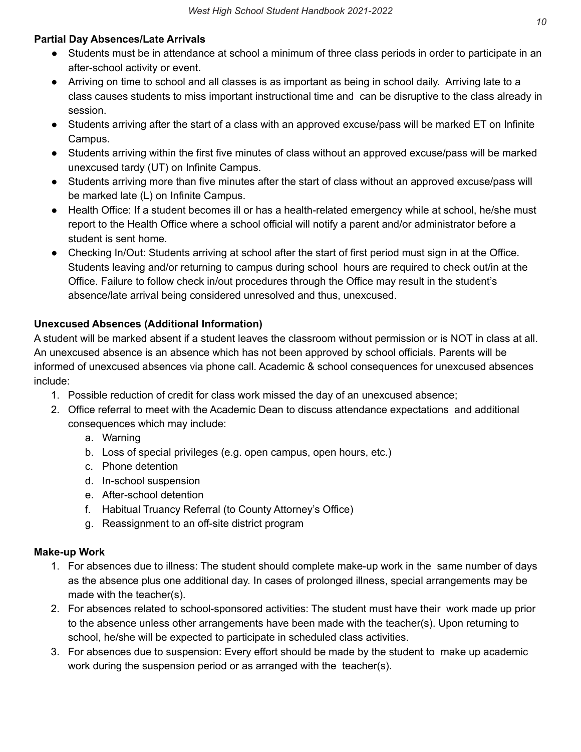**Partial Day Absences/Late Arrivals**

- Students must be in attendance at school a minimum of three class periods in order to participate in an after-school activity or event.
- Arriving on time to school and all classes is as important as being in school daily. Arriving late to a class causes students to miss important instructional time and can be disruptive to the class already in session.
- Students arriving after the start of a class with an approved excuse/pass will be marked ET on Infinite Campus.
- Students arriving within the first five minutes of class without an approved excuse/pass will be marked unexcused tardy (UT) on Infinite Campus.
- Students arriving more than five minutes after the start of class without an approved excuse/pass will be marked late (L) on Infinite Campus.
- Health Office: If a student becomes ill or has a health-related emergency while at school, he/she must report to the Health Office where a school official will notify a parent and/or administrator before a student is sent home.
- Checking In/Out: Students arriving at school after the start of first period must sign in at the Office. Students leaving and/or returning to campus during school hours are required to check out/in at the Office. Failure to follow check in/out procedures through the Office may result in the student's absence/late arrival being considered unresolved and thus, unexcused.

**Unexcused Absences (Additional Information)**

A student will be marked absent if a student leaves the classroom without permission or is NOT in class at all. An unexcused absence is an absence which has not been approved by school officials. Parents will be informed of unexcused absences via phone call. Academic & school consequences for unexcused absences include:

1. Possible reduction of credit for class work missed the day of an unexcused absence;
2. Office referral to meet with the Academic Dean to discuss attendance expectations and additional consequences which may include:
   a. Warning
   b. Loss of special privileges (e.g. open campus, open hours, etc.)
   c. Phone detention
   d. In-school suspension
   e. After-school detention
   f. Habitual Truancy Referral (to County Attorney's Office)
   g. Reassignment to an off-site district program

**Make-up Work**

1. For absences due to illness: The student should complete make-up work in the same number of days as the absence plus one additional day. In cases of prolonged illness, special arrangements may be made with the teacher(s).
2. For absences related to school-sponsored activities: The student must have their work made up prior to the absence unless other arrangements have been made with the teacher(s). Upon returning to school, he/she will be expected to participate in scheduled class activities.
3. For absences due to suspension: Every effort should be made by the student to make up academic work during the suspension period or as arranged with the teacher(s).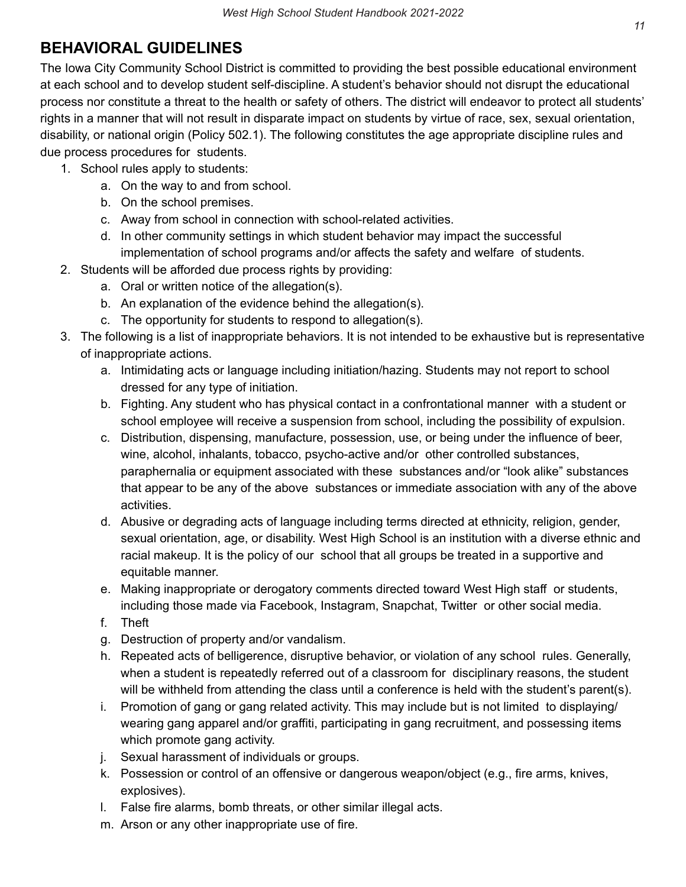## BEHAVIORAL GUIDELINES

The Iowa City Community School District is committed to providing the best possible educational environment at each school and to develop student self-discipline. A student's behavior should not disrupt the educational process nor constitute a threat to the health or safety of others. The district will endeavor to protect all students' rights in a manner that will not result in disparate impact on students by virtue of race, sex, sexual orientation, disability, or national origin (Policy 502.1). The following constitutes the age appropriate discipline rules and due process procedures for students.

1. School rules apply to students:
   a. On the way to and from school.
   b. On the school premises.
   c. Away from school in connection with school-related activities.
   d. In other community settings in which student behavior may impact the successful implementation of school programs and/or affects the safety and welfare of students.
2. Students will be afforded due process rights by providing:
   a. Oral or written notice of the allegation(s).
   b. An explanation of the evidence behind the allegation(s).
   c. The opportunity for students to respond to allegation(s).
3. The following is a list of inappropriate behaviors. It is not intended to be exhaustive but is representative of inappropriate actions.
   a. Intimidating acts or language including initiation/hazing. Students may not report to school dressed for any type of initiation.
   b. Fighting. Any student who has physical contact in a confrontational manner with a student or school employee will receive a suspension from school, including the possibility of expulsion.
   c. Distribution, dispensing, manufacture, possession, use, or being under the influence of beer, wine, alcohol, inhalants, tobacco, psycho-active and/or other controlled substances, paraphernalia or equipment associated with these substances and/or "look alike" substances that appear to be any of the above substances or immediate association with any of the above activities.
   d. Abusive or degrading acts of language including terms directed at ethnicity, religion, gender, sexual orientation, age, or disability. West High School is an institution with a diverse ethnic and racial makeup. It is the policy of our school that all groups be treated in a supportive and equitable manner.
   e. Making inappropriate or derogatory comments directed toward West High staff or students, including those made via Facebook, Instagram, Snapchat, Twitter or other social media.
   f. Theft
   g. Destruction of property and/or vandalism.
   h. Repeated acts of belligerence, disruptive behavior, or violation of any school rules. Generally, when a student is repeatedly referred out of a classroom for disciplinary reasons, the student will be withheld from attending the class until a conference is held with the student's parent(s).
   i. Promotion of gang or gang related activity. This may include but is not limited to displaying/ wearing gang apparel and/or graffiti, participating in gang recruitment, and possessing items which promote gang activity.
   j. Sexual harassment of individuals or groups.
   k. Possession or control of an offensive or dangerous weapon/object (e.g., fire arms, knives, explosives).
   l. False fire alarms, bomb threats, or other similar illegal acts.
   m. Arson or any other inappropriate use of fire.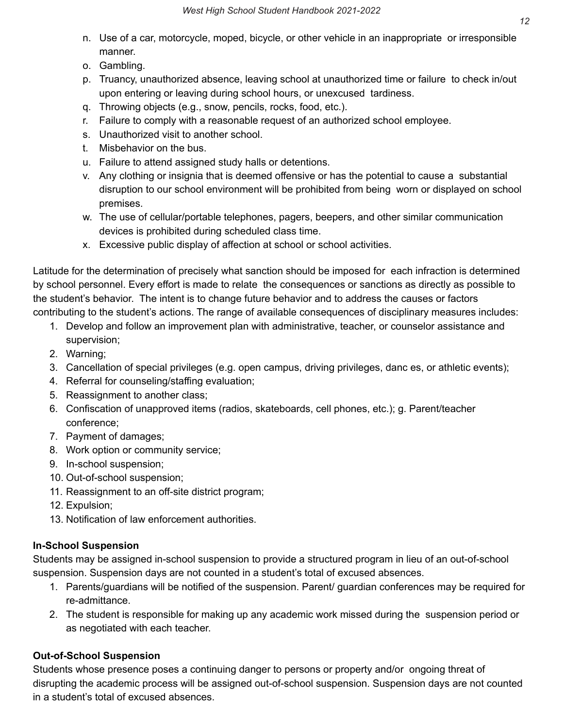n. Use of a car, motorcycle, moped, bicycle, or other vehicle in an inappropriate or irresponsible manner.
o. Gambling.
p. Truancy, unauthorized absence, leaving school at unauthorized time or failure to check in/out upon entering or leaving during school hours, or unexcused tardiness.
q. Throwing objects (e.g., snow, pencils, rocks, food, etc.).
r. Failure to comply with a reasonable request of an authorized school employee.
s. Unauthorized visit to another school.
t. Misbehavior on the bus.
u. Failure to attend assigned study halls or detentions.
v. Any clothing or insignia that is deemed offensive or has the potential to cause a substantial disruption to our school environment will be prohibited from being worn or displayed on school premises.
w. The use of cellular/portable telephones, pagers, beepers, and other similar communication devices is prohibited during scheduled class time.
x. Excessive public display of affection at school or school activities.

Latitude for the determination of precisely what sanction should be imposed for each infraction is determined by school personnel. Every effort is made to relate the consequences or sanctions as directly as possible to the student's behavior. The intent is to change future behavior and to address the causes or factors contributing to the student's actions. The range of available consequences of disciplinary measures includes:

1. Develop and follow an improvement plan with administrative, teacher, or counselor assistance and supervision;
2. Warning;
3. Cancellation of special privileges (e.g. open campus, driving privileges, danc es, or athletic events);
4. Referral for counseling/staffing evaluation;
5. Reassignment to another class;
6. Confiscation of unapproved items (radios, skateboards, cell phones, etc.); g. Parent/teacher conference;
7. Payment of damages;
8. Work option or community service;
9. In-school suspension;
10. Out-of-school suspension;
11. Reassignment to an off-site district program;
12. Expulsion;
13. Notification of law enforcement authorities.

**In-School Suspension**

Students may be assigned in-school suspension to provide a structured program in lieu of an out-of-school suspension. Suspension days are not counted in a student's total of excused absences.

1. Parents/guardians will be notified of the suspension. Parent/ guardian conferences may be required for re-admittance.
2. The student is responsible for making up any academic work missed during the suspension period or as negotiated with each teacher.

**Out-of-School Suspension**

Students whose presence poses a continuing danger to persons or property and/or ongoing threat of disrupting the academic process will be assigned out-of-school suspension. Suspension days are not counted in a student's total of excused absences.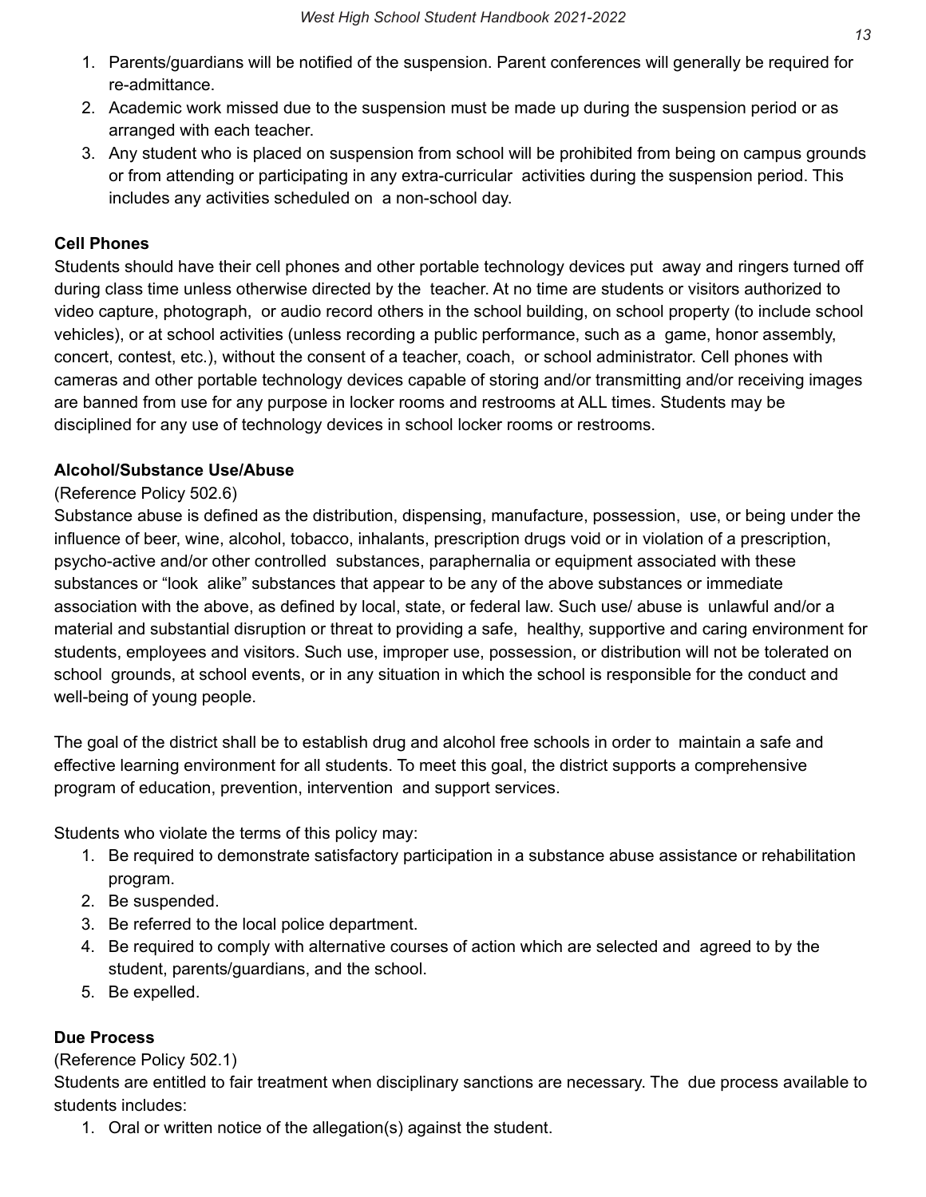1. Parents/guardians will be notified of the suspension. Parent conferences will generally be required for re-admittance.
2. Academic work missed due to the suspension must be made up during the suspension period or as arranged with each teacher.
3. Any student who is placed on suspension from school will be prohibited from being on campus grounds or from attending or participating in any extra-curricular activities during the suspension period. This includes any activities scheduled on a non-school day.

**Cell Phones**

Students should have their cell phones and other portable technology devices put away and ringers turned off during class time unless otherwise directed by the teacher. At no time are students or visitors authorized to video capture, photograph, or audio record others in the school building, on school property (to include school vehicles), or at school activities (unless recording a public performance, such as a game, honor assembly, concert, contest, etc.), without the consent of a teacher, coach, or school administrator. Cell phones with cameras and other portable technology devices capable of storing and/or transmitting and/or receiving images are banned from use for any purpose in locker rooms and restrooms at ALL times. Students may be disciplined for any use of technology devices in school locker rooms or restrooms.

**Alcohol/Substance Use/Abuse**

(Reference Policy 502.6)

Substance abuse is defined as the distribution, dispensing, manufacture, possession, use, or being under the influence of beer, wine, alcohol, tobacco, inhalants, prescription drugs void or in violation of a prescription, psycho-active and/or other controlled substances, paraphernalia or equipment associated with these substances or "look alike" substances that appear to be any of the above substances or immediate association with the above, as defined by local, state, or federal law. Such use/ abuse is unlawful and/or a material and substantial disruption or threat to providing a safe, healthy, supportive and caring environment for students, employees and visitors. Such use, improper use, possession, or distribution will not be tolerated on school grounds, at school events, or in any situation in which the school is responsible for the conduct and well-being of young people.

The goal of the district shall be to establish drug and alcohol free schools in order to maintain a safe and effective learning environment for all students. To meet this goal, the district supports a comprehensive program of education, prevention, intervention and support services.

Students who violate the terms of this policy may:

1. Be required to demonstrate satisfactory participation in a substance abuse assistance or rehabilitation program.
2. Be suspended.
3. Be referred to the local police department.
4. Be required to comply with alternative courses of action which are selected and agreed to by the student, parents/guardians, and the school.
5. Be expelled.

**Due Process**

(Reference Policy 502.1)

Students are entitled to fair treatment when disciplinary sanctions are necessary. The due process available to students includes:

1. Oral or written notice of the allegation(s) against the student.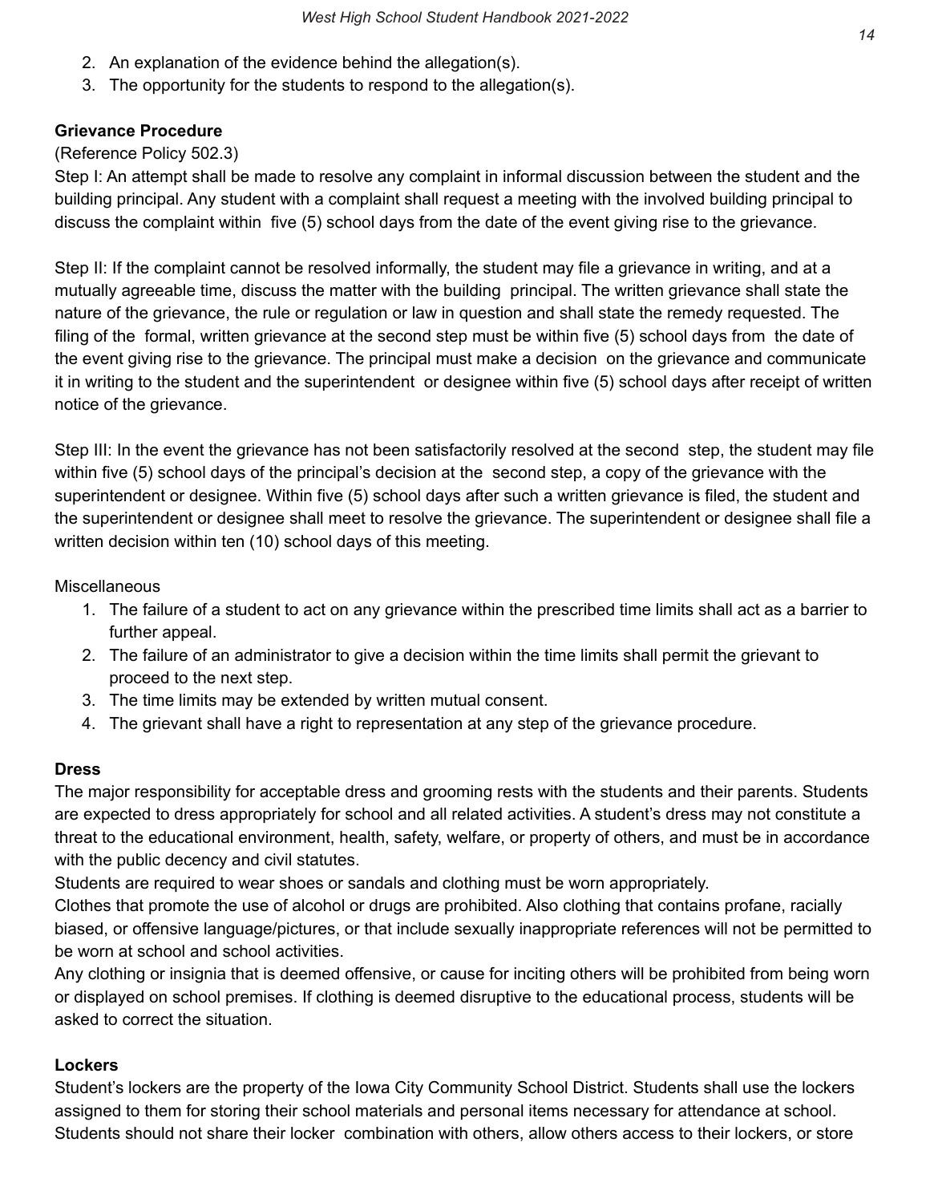2. An explanation of the evidence behind the allegation(s).
3. The opportunity for the students to respond to the allegation(s).

**Grievance Procedure**

(Reference Policy 502.3)

Step I: An attempt shall be made to resolve any complaint in informal discussion between the student and the building principal. Any student with a complaint shall request a meeting with the involved building principal to discuss the complaint within five (5) school days from the date of the event giving rise to the grievance.

Step II: If the complaint cannot be resolved informally, the student may file a grievance in writing, and at a mutually agreeable time, discuss the matter with the building principal. The written grievance shall state the nature of the grievance, the rule or regulation or law in question and shall state the remedy requested. The filing of the formal, written grievance at the second step must be within five (5) school days from the date of the event giving rise to the grievance. The principal must make a decision on the grievance and communicate it in writing to the student and the superintendent or designee within five (5) school days after receipt of written notice of the grievance.

Step III: In the event the grievance has not been satisfactorily resolved at the second step, the student may file within five (5) school days of the principal's decision at the second step, a copy of the grievance with the superintendent or designee. Within five (5) school days after such a written grievance is filed, the student and the superintendent or designee shall meet to resolve the grievance. The superintendent or designee shall file a written decision within ten (10) school days of this meeting.

Miscellaneous

1. The failure of a student to act on any grievance within the prescribed time limits shall act as a barrier to further appeal.
2. The failure of an administrator to give a decision within the time limits shall permit the grievant to proceed to the next step.
3. The time limits may be extended by written mutual consent.
4. The grievant shall have a right to representation at any step of the grievance procedure.

**Dress**

The major responsibility for acceptable dress and grooming rests with the students and their parents. Students are expected to dress appropriately for school and all related activities. A student's dress may not constitute a threat to the educational environment, health, safety, welfare, or property of others, and must be in accordance with the public decency and civil statutes.

Students are required to wear shoes or sandals and clothing must be worn appropriately.

Clothes that promote the use of alcohol or drugs are prohibited. Also clothing that contains profane, racially biased, or offensive language/pictures, or that include sexually inappropriate references will not be permitted to be worn at school and school activities.

Any clothing or insignia that is deemed offensive, or cause for inciting others will be prohibited from being worn or displayed on school premises. If clothing is deemed disruptive to the educational process, students will be asked to correct the situation.

**Lockers**

Student's lockers are the property of the Iowa City Community School District. Students shall use the lockers assigned to them for storing their school materials and personal items necessary for attendance at school. Students should not share their locker combination with others, allow others access to their lockers, or store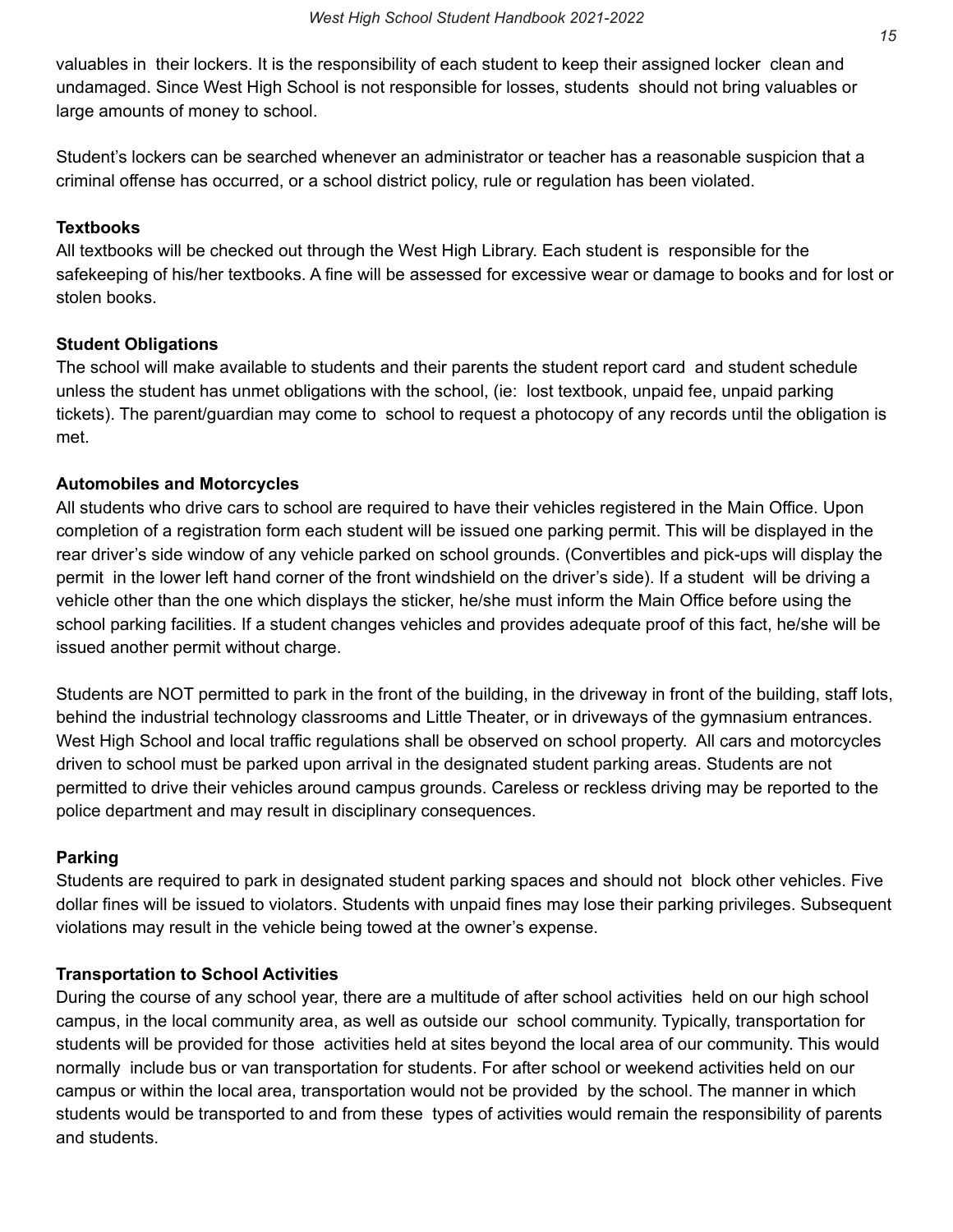valuables in their lockers. It is the responsibility of each student to keep their assigned locker clean and undamaged. Since West High School is not responsible for losses, students should not bring valuables or large amounts of money to school.

Student's lockers can be searched whenever an administrator or teacher has a reasonable suspicion that a criminal offense has occurred, or a school district policy, rule or regulation has been violated.

**Textbooks**

All textbooks will be checked out through the West High Library. Each student is responsible for the safekeeping of his/her textbooks. A fine will be assessed for excessive wear or damage to books and for lost or stolen books.

**Student Obligations**

The school will make available to students and their parents the student report card and student schedule unless the student has unmet obligations with the school, (ie: lost textbook, unpaid fee, unpaid parking tickets). The parent/guardian may come to school to request a photocopy of any records until the obligation is met.

**Automobiles and Motorcycles**

All students who drive cars to school are required to have their vehicles registered in the Main Office. Upon completion of a registration form each student will be issued one parking permit. This will be displayed in the rear driver's side window of any vehicle parked on school grounds. (Convertibles and pick-ups will display the permit in the lower left hand corner of the front windshield on the driver's side). If a student will be driving a vehicle other than the one which displays the sticker, he/she must inform the Main Office before using the school parking facilities. If a student changes vehicles and provides adequate proof of this fact, he/she will be issued another permit without charge.

Students are NOT permitted to park in the front of the building, in the driveway in front of the building, staff lots, behind the industrial technology classrooms and Little Theater, or in driveways of the gymnasium entrances. West High School and local traffic regulations shall be observed on school property. All cars and motorcycles driven to school must be parked upon arrival in the designated student parking areas. Students are not permitted to drive their vehicles around campus grounds. Careless or reckless driving may be reported to the police department and may result in disciplinary consequences.

**Parking**

Students are required to park in designated student parking spaces and should not block other vehicles. Five dollar fines will be issued to violators. Students with unpaid fines may lose their parking privileges. Subsequent violations may result in the vehicle being towed at the owner's expense.

**Transportation to School Activities**

During the course of any school year, there are a multitude of after school activities held on our high school campus, in the local community area, as well as outside our school community. Typically, transportation for students will be provided for those activities held at sites beyond the local area of our community. This would normally include bus or van transportation for students. For after school or weekend activities held on our campus or within the local area, transportation would not be provided by the school. The manner in which students would be transported to and from these types of activities would remain the responsibility of parents and students.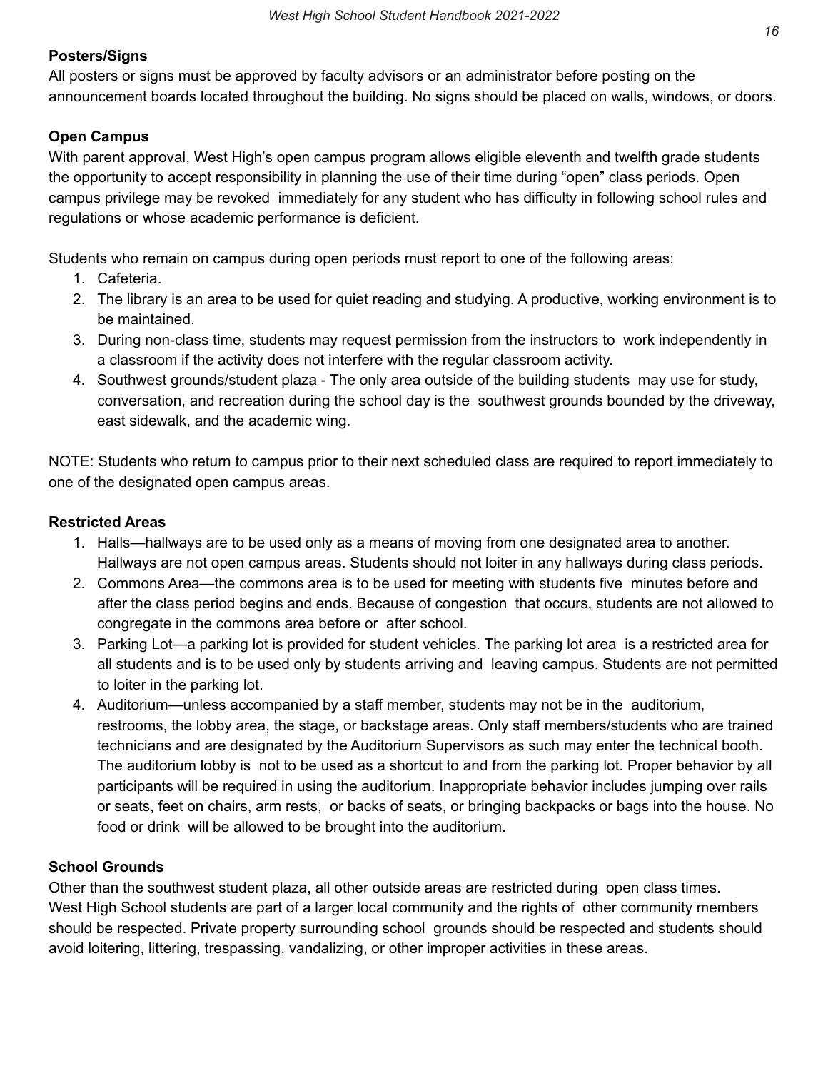**Posters/Signs**

All posters or signs must be approved by faculty advisors or an administrator before posting on the announcement boards located throughout the building. No signs should be placed on walls, windows, or doors.

**Open Campus**

With parent approval, West High's open campus program allows eligible eleventh and twelfth grade students the opportunity to accept responsibility in planning the use of their time during "open" class periods. Open campus privilege may be revoked immediately for any student who has difficulty in following school rules and regulations or whose academic performance is deficient.

Students who remain on campus during open periods must report to one of the following areas:

1. Cafeteria.
2. The library is an area to be used for quiet reading and studying. A productive, working environment is to be maintained.
3. During non-class time, students may request permission from the instructors to work independently in a classroom if the activity does not interfere with the regular classroom activity.
4. Southwest grounds/student plaza - The only area outside of the building students may use for study, conversation, and recreation during the school day is the southwest grounds bounded by the driveway, east sidewalk, and the academic wing.

NOTE: Students who return to campus prior to their next scheduled class are required to report immediately to one of the designated open campus areas.

**Restricted Areas**

1. Halls—hallways are to be used only as a means of moving from one designated area to another. Hallways are not open campus areas. Students should not loiter in any hallways during class periods.
2. Commons Area—the commons area is to be used for meeting with students five minutes before and after the class period begins and ends. Because of congestion that occurs, students are not allowed to congregate in the commons area before or after school.
3. Parking Lot—a parking lot is provided for student vehicles. The parking lot area is a restricted area for all students and is to be used only by students arriving and leaving campus. Students are not permitted to loiter in the parking lot.
4. Auditorium—unless accompanied by a staff member, students may not be in the auditorium, restrooms, the lobby area, the stage, or backstage areas. Only staff members/students who are trained technicians and are designated by the Auditorium Supervisors as such may enter the technical booth. The auditorium lobby is not to be used as a shortcut to and from the parking lot. Proper behavior by all participants will be required in using the auditorium. Inappropriate behavior includes jumping over rails or seats, feet on chairs, arm rests, or backs of seats, or bringing backpacks or bags into the house. No food or drink will be allowed to be brought into the auditorium.

**School Grounds**

Other than the southwest student plaza, all other outside areas are restricted during open class times. West High School students are part of a larger local community and the rights of other community members should be respected. Private property surrounding school grounds should be respected and students should avoid loitering, littering, trespassing, vandalizing, or other improper activities in these areas.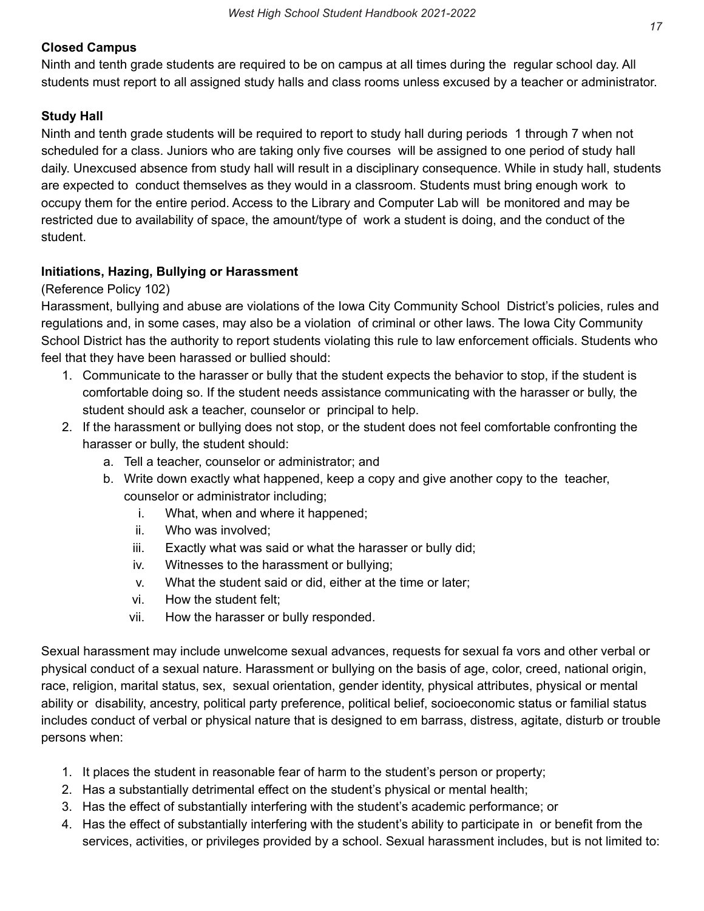### Closed Campus

Ninth and tenth grade students are required to be on campus at all times during the regular school day. All students must report to all assigned study halls and class rooms unless excused by a teacher or administrator.

### Study Hall

Ninth and tenth grade students will be required to report to study hall during periods 1 through 7 when not scheduled for a class. Juniors who are taking only five courses will be assigned to one period of study hall daily. Unexcused absence from study hall will result in a disciplinary consequence. While in study hall, students are expected to conduct themselves as they would in a classroom. Students must bring enough work to occupy them for the entire period. Access to the Library and Computer Lab will be monitored and may be restricted due to availability of space, the amount/type of work a student is doing, and the conduct of the student.

### Initiations, Hazing, Bullying or Harassment

(Reference Policy 102)

Harassment, bullying and abuse are violations of the Iowa City Community School District's policies, rules and regulations and, in some cases, may also be a violation of criminal or other laws. The Iowa City Community School District has the authority to report students violating this rule to law enforcement officials. Students who feel that they have been harassed or bullied should:

1. Communicate to the harasser or bully that the student expects the behavior to stop, if the student is comfortable doing so. If the student needs assistance communicating with the harasser or bully, the student should ask a teacher, counselor or principal to help.
2. If the harassment or bullying does not stop, or the student does not feel comfortable confronting the harasser or bully, the student should:
   a. Tell a teacher, counselor or administrator; and
   b. Write down exactly what happened, keep a copy and give another copy to the teacher, counselor or administrator including;
      i. What, when and where it happened;
      ii. Who was involved;
      iii. Exactly what was said or what the harasser or bully did;
      iv. Witnesses to the harassment or bullying;
      v. What the student said or did, either at the time or later;
      vi. How the student felt;
      vii. How the harasser or bully responded.

Sexual harassment may include unwelcome sexual advances, requests for sexual fa vors and other verbal or physical conduct of a sexual nature. Harassment or bullying on the basis of age, color, creed, national origin, race, religion, marital status, sex, sexual orientation, gender identity, physical attributes, physical or mental ability or disability, ancestry, political party preference, political belief, socioeconomic status or familial status includes conduct of verbal or physical nature that is designed to em barrass, distress, agitate, disturb or trouble persons when:

1. It places the student in reasonable fear of harm to the student's person or property;
2. Has a substantially detrimental effect on the student's physical or mental health;
3. Has the effect of substantially interfering with the student's academic performance; or
4. Has the effect of substantially interfering with the student's ability to participate in or benefit from the services, activities, or privileges provided by a school. Sexual harassment includes, but is not limited to: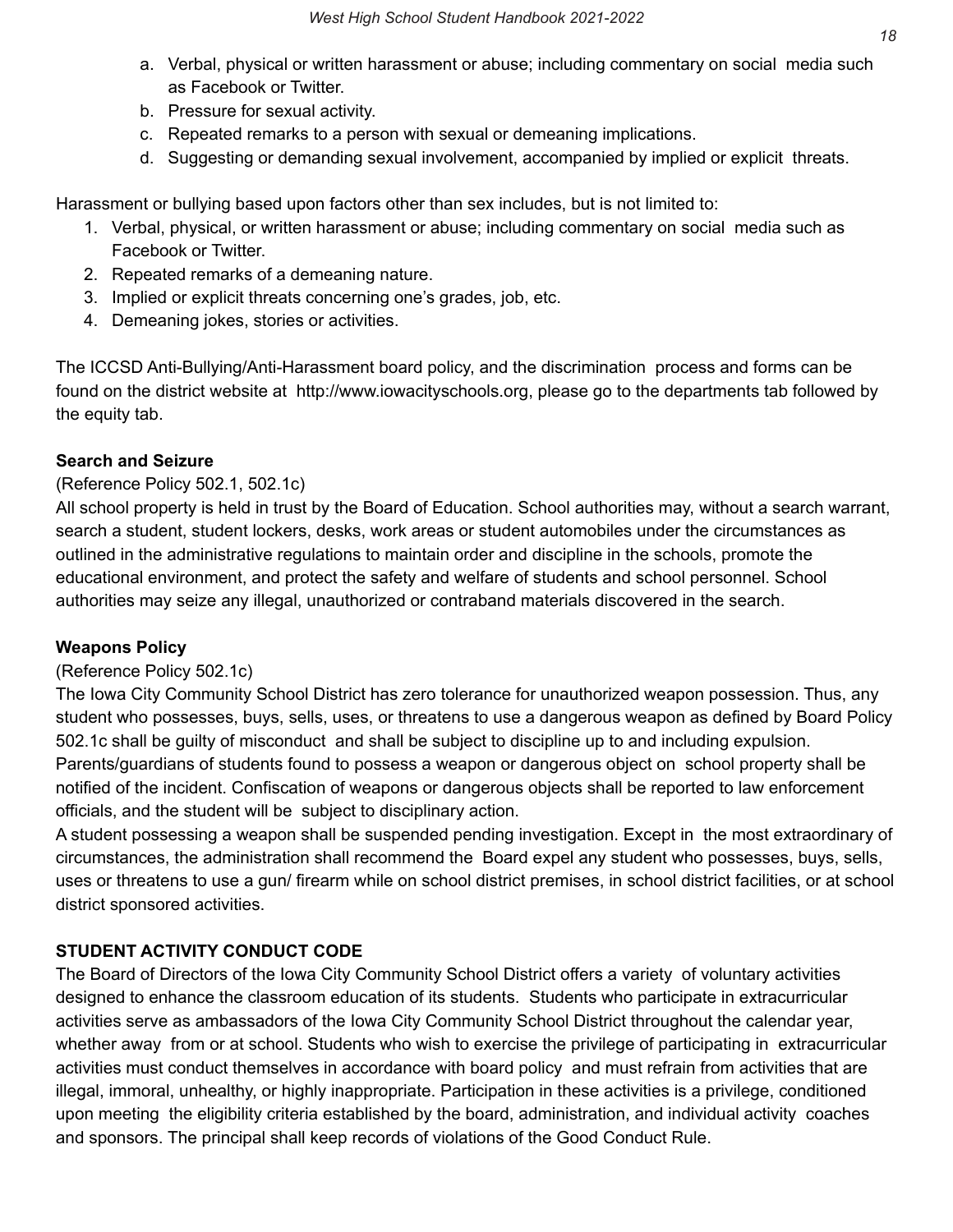a. Verbal, physical or written harassment or abuse; including commentary on social media such as Facebook or Twitter.
b. Pressure for sexual activity.
c. Repeated remarks to a person with sexual or demeaning implications.
d. Suggesting or demanding sexual involvement, accompanied by implied or explicit threats.

Harassment or bullying based upon factors other than sex includes, but is not limited to:

1. Verbal, physical, or written harassment or abuse; including commentary on social media such as Facebook or Twitter.
2. Repeated remarks of a demeaning nature.
3. Implied or explicit threats concerning one's grades, job, etc.
4. Demeaning jokes, stories or activities.

The ICCSD Anti-Bullying/Anti-Harassment board policy, and the discrimination process and forms can be found on the district website at http://www.iowacityschools.org, please go to the departments tab followed by the equity tab.

**Search and Seizure**

(Reference Policy 502.1, 502.1c)

All school property is held in trust by the Board of Education. School authorities may, without a search warrant, search a student, student lockers, desks, work areas or student automobiles under the circumstances as outlined in the administrative regulations to maintain order and discipline in the schools, promote the educational environment, and protect the safety and welfare of students and school personnel. School authorities may seize any illegal, unauthorized or contraband materials discovered in the search.

**Weapons Policy**

(Reference Policy 502.1c)

The Iowa City Community School District has zero tolerance for unauthorized weapon possession. Thus, any student who possesses, buys, sells, uses, or threatens to use a dangerous weapon as defined by Board Policy 502.1c shall be guilty of misconduct and shall be subject to discipline up to and including expulsion. Parents/guardians of students found to possess a weapon or dangerous object on school property shall be notified of the incident. Confiscation of weapons or dangerous objects shall be reported to law enforcement officials, and the student will be subject to disciplinary action.

A student possessing a weapon shall be suspended pending investigation. Except in the most extraordinary of circumstances, the administration shall recommend the Board expel any student who possesses, buys, sells, uses or threatens to use a gun/ firearm while on school district premises, in school district facilities, or at school district sponsored activities.

**STUDENT ACTIVITY CONDUCT CODE**

The Board of Directors of the Iowa City Community School District offers a variety of voluntary activities designed to enhance the classroom education of its students. Students who participate in extracurricular activities serve as ambassadors of the Iowa City Community School District throughout the calendar year, whether away from or at school. Students who wish to exercise the privilege of participating in extracurricular activities must conduct themselves in accordance with board policy and must refrain from activities that are illegal, immoral, unhealthy, or highly inappropriate. Participation in these activities is a privilege, conditioned upon meeting the eligibility criteria established by the board, administration, and individual activity coaches and sponsors. The principal shall keep records of violations of the Good Conduct Rule.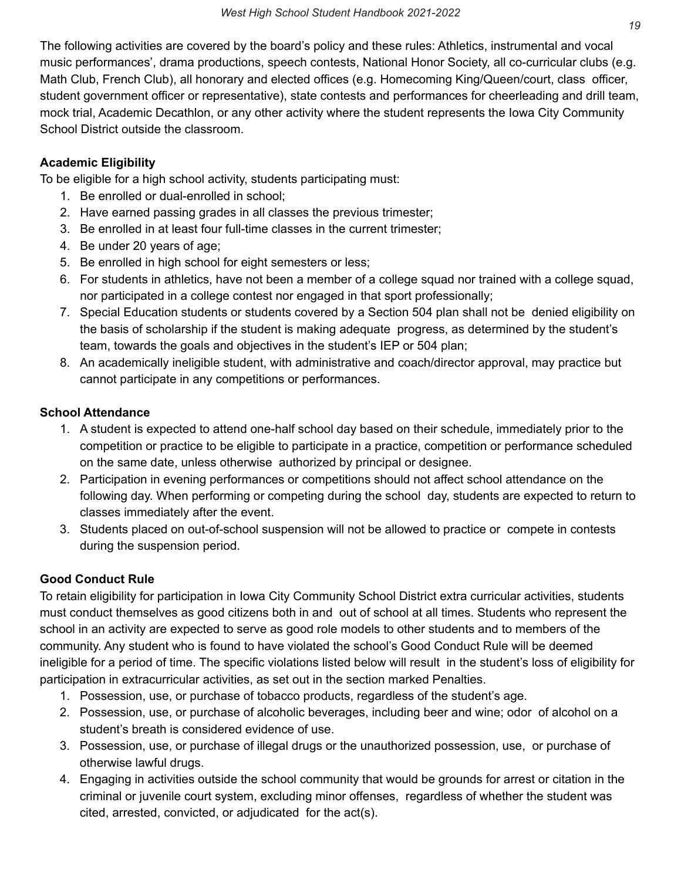The following activities are covered by the board's policy and these rules: Athletics, instrumental and vocal music performances', drama productions, speech contests, National Honor Society, all co-curricular clubs (e.g. Math Club, French Club), all honorary and elected offices (e.g. Homecoming King/Queen/court, class officer, student government officer or representative), state contests and performances for cheerleading and drill team, mock trial, Academic Decathlon, or any other activity where the student represents the Iowa City Community School District outside the classroom.

**Academic Eligibility**

To be eligible for a high school activity, students participating must:

1. Be enrolled or dual-enrolled in school;
2. Have earned passing grades in all classes the previous trimester;
3. Be enrolled in at least four full-time classes in the current trimester;
4. Be under 20 years of age;
5. Be enrolled in high school for eight semesters or less;
6. For students in athletics, have not been a member of a college squad nor trained with a college squad, nor participated in a college contest nor engaged in that sport professionally;
7. Special Education students or students covered by a Section 504 plan shall not be denied eligibility on the basis of scholarship if the student is making adequate progress, as determined by the student's team, towards the goals and objectives in the student's IEP or 504 plan;
8. An academically ineligible student, with administrative and coach/director approval, may practice but cannot participate in any competitions or performances.

**School Attendance**

1. A student is expected to attend one-half school day based on their schedule, immediately prior to the competition or practice to be eligible to participate in a practice, competition or performance scheduled on the same date, unless otherwise authorized by principal or designee.
2. Participation in evening performances or competitions should not affect school attendance on the following day. When performing or competing during the school day, students are expected to return to classes immediately after the event.
3. Students placed on out-of-school suspension will not be allowed to practice or compete in contests during the suspension period.

**Good Conduct Rule**

To retain eligibility for participation in Iowa City Community School District extra curricular activities, students must conduct themselves as good citizens both in and out of school at all times. Students who represent the school in an activity are expected to serve as good role models to other students and to members of the community. Any student who is found to have violated the school's Good Conduct Rule will be deemed ineligible for a period of time. The specific violations listed below will result in the student's loss of eligibility for participation in extracurricular activities, as set out in the section marked Penalties.

1. Possession, use, or purchase of tobacco products, regardless of the student's age.
2. Possession, use, or purchase of alcoholic beverages, including beer and wine; odor of alcohol on a student's breath is considered evidence of use.
3. Possession, use, or purchase of illegal drugs or the unauthorized possession, use, or purchase of otherwise lawful drugs.
4. Engaging in activities outside the school community that would be grounds for arrest or citation in the criminal or juvenile court system, excluding minor offenses, regardless of whether the student was cited, arrested, convicted, or adjudicated for the act(s).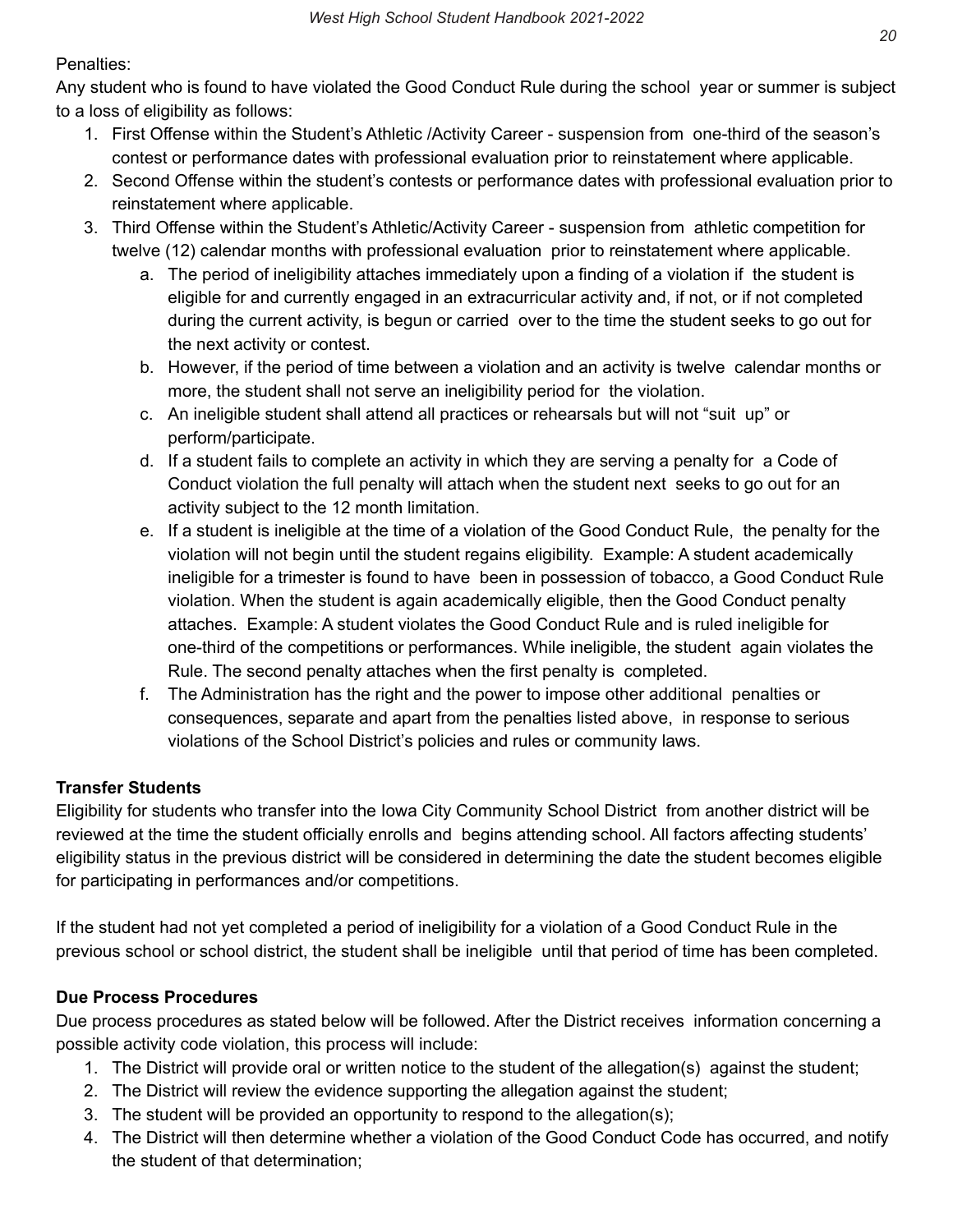Penalties:

Any student who is found to have violated the Good Conduct Rule during the school year or summer is subject to a loss of eligibility as follows:

1. First Offense within the Student's Athletic /Activity Career - suspension from one-third of the season's contest or performance dates with professional evaluation prior to reinstatement where applicable.
2. Second Offense within the student's contests or performance dates with professional evaluation prior to reinstatement where applicable.
3. Third Offense within the Student's Athletic/Activity Career - suspension from athletic competition for twelve (12) calendar months with professional evaluation prior to reinstatement where applicable.
   a. The period of ineligibility attaches immediately upon a finding of a violation if the student is eligible for and currently engaged in an extracurricular activity and, if not, or if not completed during the current activity, is begun or carried over to the time the student seeks to go out for the next activity or contest.
   b. However, if the period of time between a violation and an activity is twelve calendar months or more, the student shall not serve an ineligibility period for the violation.
   c. An ineligible student shall attend all practices or rehearsals but will not "suit up" or perform/participate.
   d. If a student fails to complete an activity in which they are serving a penalty for a Code of Conduct violation the full penalty will attach when the student next seeks to go out for an activity subject to the 12 month limitation.
   e. If a student is ineligible at the time of a violation of the Good Conduct Rule, the penalty for the violation will not begin until the student regains eligibility. Example: A student academically ineligible for a trimester is found to have been in possession of tobacco, a Good Conduct Rule violation. When the student is again academically eligible, then the Good Conduct penalty attaches. Example: A student violates the Good Conduct Rule and is ruled ineligible for one-third of the competitions or performances. While ineligible, the student again violates the Rule. The second penalty attaches when the first penalty is completed.
   f. The Administration has the right and the power to impose other additional penalties or consequences, separate and apart from the penalties listed above, in response to serious violations of the School District's policies and rules or community laws.

**Transfer Students**

Eligibility for students who transfer into the Iowa City Community School District from another district will be reviewed at the time the student officially enrolls and begins attending school. All factors affecting students' eligibility status in the previous district will be considered in determining the date the student becomes eligible for participating in performances and/or competitions.

If the student had not yet completed a period of ineligibility for a violation of a Good Conduct Rule in the previous school or school district, the student shall be ineligible until that period of time has been completed.

**Due Process Procedures**

Due process procedures as stated below will be followed. After the District receives information concerning a possible activity code violation, this process will include:

1. The District will provide oral or written notice to the student of the allegation(s) against the student;
2. The District will review the evidence supporting the allegation against the student;
3. The student will be provided an opportunity to respond to the allegation(s);
4. The District will then determine whether a violation of the Good Conduct Code has occurred, and notify the student of that determination;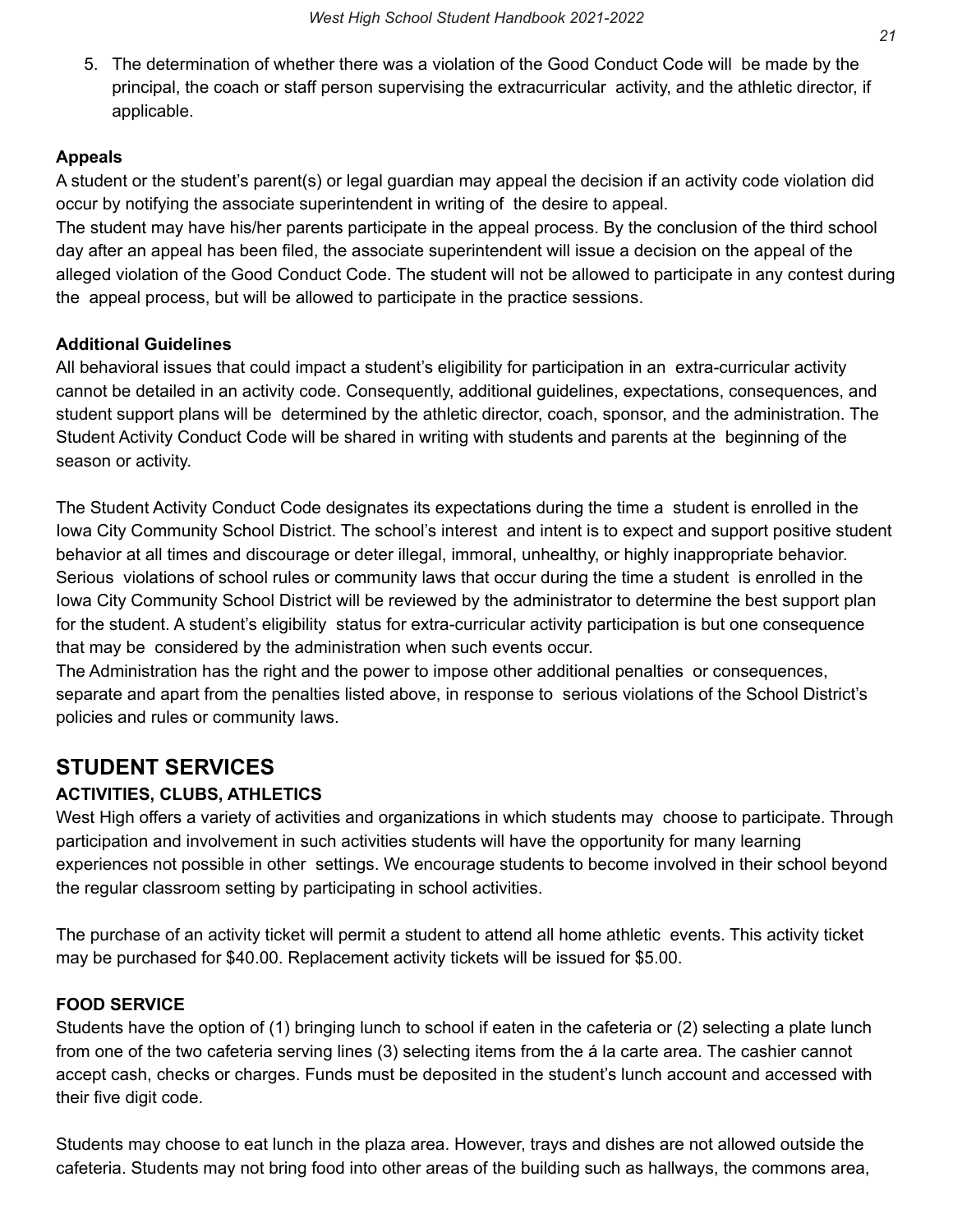5. The determination of whether there was a violation of the Good Conduct Code will be made by the principal, the coach or staff person supervising the extracurricular activity, and the athletic director, if applicable.

**Appeals**

A student or the student's parent(s) or legal guardian may appeal the decision if an activity code violation did occur by notifying the associate superintendent in writing of the desire to appeal.

The student may have his/her parents participate in the appeal process. By the conclusion of the third school day after an appeal has been filed, the associate superintendent will issue a decision on the appeal of the alleged violation of the Good Conduct Code. The student will not be allowed to participate in any contest during the appeal process, but will be allowed to participate in the practice sessions.

**Additional Guidelines**

All behavioral issues that could impact a student's eligibility for participation in an extra-curricular activity cannot be detailed in an activity code. Consequently, additional guidelines, expectations, consequences, and student support plans will be determined by the athletic director, coach, sponsor, and the administration. The Student Activity Conduct Code will be shared in writing with students and parents at the beginning of the season or activity.

The Student Activity Conduct Code designates its expectations during the time a student is enrolled in the Iowa City Community School District. The school's interest and intent is to expect and support positive student behavior at all times and discourage or deter illegal, immoral, unhealthy, or highly inappropriate behavior. Serious violations of school rules or community laws that occur during the time a student is enrolled in the Iowa City Community School District will be reviewed by the administrator to determine the best support plan for the student. A student's eligibility status for extra-curricular activity participation is but one consequence that may be considered by the administration when such events occur.

The Administration has the right and the power to impose other additional penalties or consequences, separate and apart from the penalties listed above, in response to serious violations of the School District's policies and rules or community laws.

## STUDENT SERVICES

### ACTIVITIES, CLUBS, ATHLETICS

West High offers a variety of activities and organizations in which students may choose to participate. Through participation and involvement in such activities students will have the opportunity for many learning experiences not possible in other settings. We encourage students to become involved in their school beyond the regular classroom setting by participating in school activities.

The purchase of an activity ticket will permit a student to attend all home athletic events. This activity ticket may be purchased for $40.00. Replacement activity tickets will be issued for $5.00.

### FOOD SERVICE

Students have the option of (1) bringing lunch to school if eaten in the cafeteria or (2) selecting a plate lunch from one of the two cafeteria serving lines (3) selecting items from the á la carte area. The cashier cannot accept cash, checks or charges. Funds must be deposited in the student's lunch account and accessed with their five digit code.

Students may choose to eat lunch in the plaza area. However, trays and dishes are not allowed outside the cafeteria. Students may not bring food into other areas of the building such as hallways, the commons area,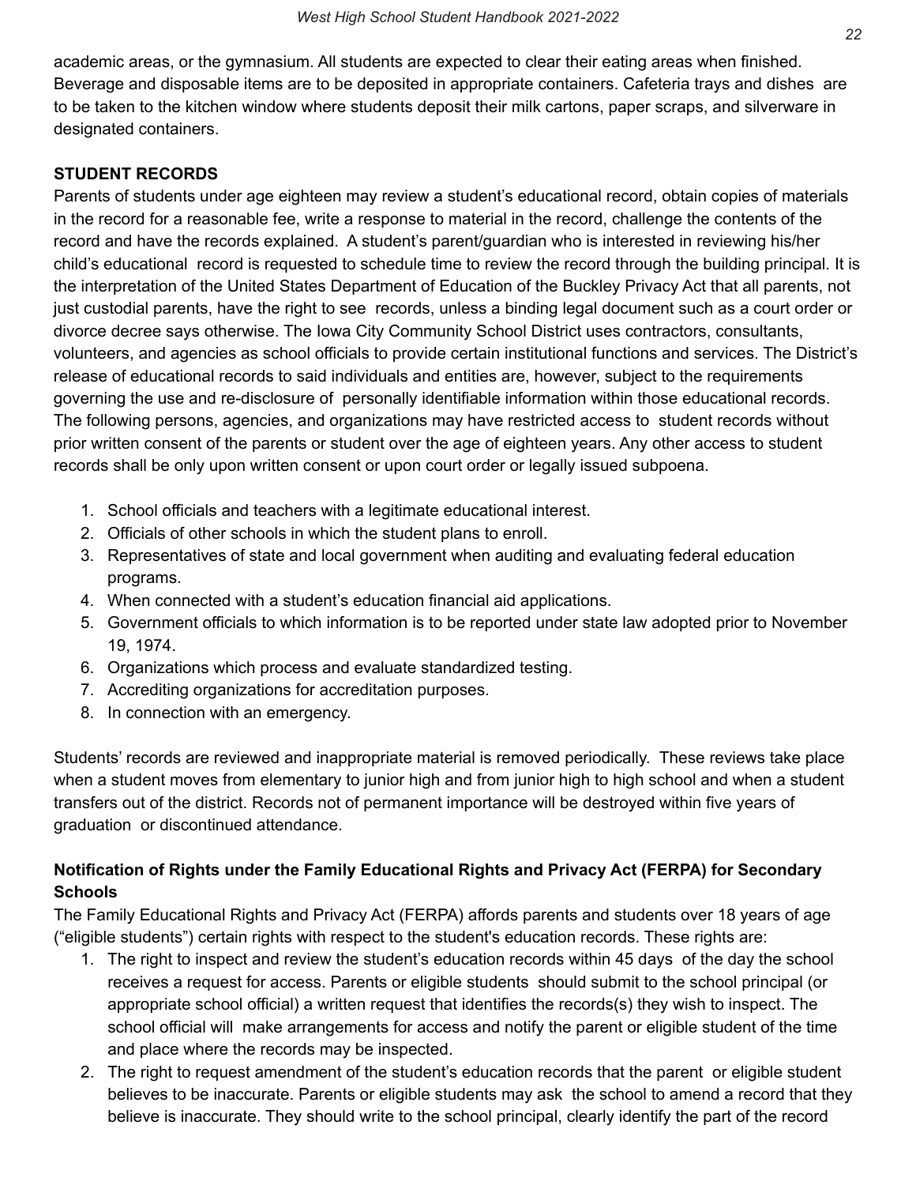academic areas, or the gymnasium. All students are expected to clear their eating areas when finished. Beverage and disposable items are to be deposited in appropriate containers. Cafeteria trays and dishes are to be taken to the kitchen window where students deposit their milk cartons, paper scraps, and silverware in designated containers.

**STUDENT RECORDS**

Parents of students under age eighteen may review a student's educational record, obtain copies of materials in the record for a reasonable fee, write a response to material in the record, challenge the contents of the record and have the records explained. A student's parent/guardian who is interested in reviewing his/her child's educational record is requested to schedule time to review the record through the building principal. It is the interpretation of the United States Department of Education of the Buckley Privacy Act that all parents, not just custodial parents, have the right to see records, unless a binding legal document such as a court order or divorce decree says otherwise. The Iowa City Community School District uses contractors, consultants, volunteers, and agencies as school officials to provide certain institutional functions and services. The District's release of educational records to said individuals and entities are, however, subject to the requirements governing the use and re-disclosure of personally identifiable information within those educational records. The following persons, agencies, and organizations may have restricted access to student records without prior written consent of the parents or student over the age of eighteen years. Any other access to student records shall be only upon written consent or upon court order or legally issued subpoena.

1. School officials and teachers with a legitimate educational interest.
2. Officials of other schools in which the student plans to enroll.
3. Representatives of state and local government when auditing and evaluating federal education programs.
4. When connected with a student's education financial aid applications.
5. Government officials to which information is to be reported under state law adopted prior to November 19, 1974.
6. Organizations which process and evaluate standardized testing.
7. Accrediting organizations for accreditation purposes.
8. In connection with an emergency.

Students' records are reviewed and inappropriate material is removed periodically. These reviews take place when a student moves from elementary to junior high and from junior high to high school and when a student transfers out of the district. Records not of permanent importance will be destroyed within five years of graduation or discontinued attendance.

**Notification of Rights under the Family Educational Rights and Privacy Act (FERPA) for Secondary Schools**

The Family Educational Rights and Privacy Act (FERPA) affords parents and students over 18 years of age ("eligible students") certain rights with respect to the student's education records. These rights are:

1. The right to inspect and review the student's education records within 45 days of the day the school receives a request for access. Parents or eligible students should submit to the school principal (or appropriate school official) a written request that identifies the records(s) they wish to inspect. The school official will make arrangements for access and notify the parent or eligible student of the time and place where the records may be inspected.
2. The right to request amendment of the student's education records that the parent or eligible student believes to be inaccurate. Parents or eligible students may ask the school to amend a record that they believe is inaccurate. They should write to the school principal, clearly identify the part of the record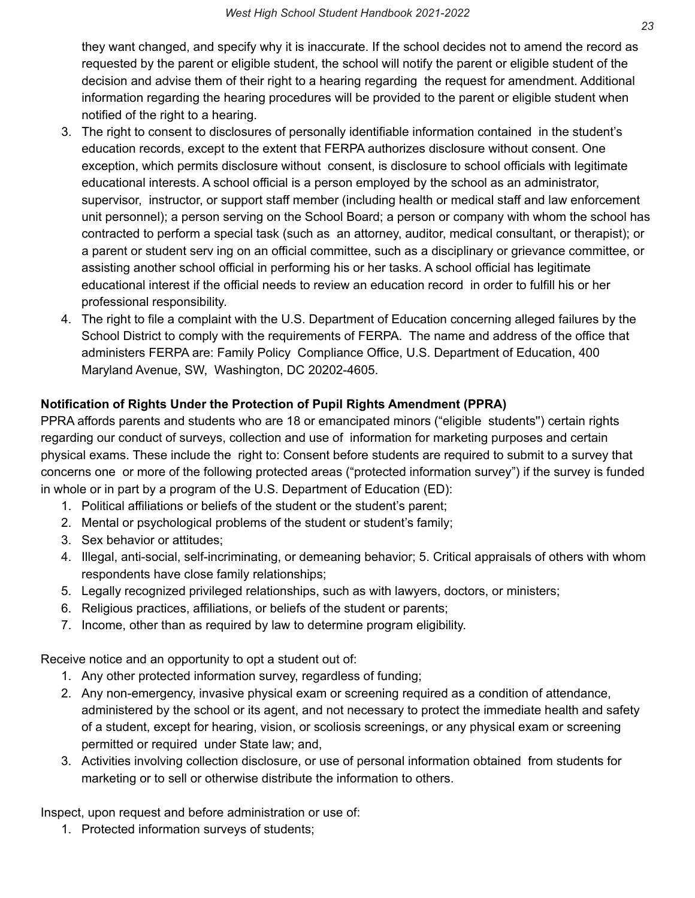they want changed, and specify why it is inaccurate. If the school decides not to amend the record as requested by the parent or eligible student, the school will notify the parent or eligible student of the decision and advise them of their right to a hearing regarding the request for amendment. Additional information regarding the hearing procedures will be provided to the parent or eligible student when notified of the right to a hearing.

3. The right to consent to disclosures of personally identifiable information contained in the student's education records, except to the extent that FERPA authorizes disclosure without consent. One exception, which permits disclosure without consent, is disclosure to school officials with legitimate educational interests. A school official is a person employed by the school as an administrator, supervisor, instructor, or support staff member (including health or medical staff and law enforcement unit personnel); a person serving on the School Board; a person or company with whom the school has contracted to perform a special task (such as an attorney, auditor, medical consultant, or therapist); or a parent or student serv ing on an official committee, such as a disciplinary or grievance committee, or assisting another school official in performing his or her tasks. A school official has legitimate educational interest if the official needs to review an education record in order to fulfill his or her professional responsibility.
4. The right to file a complaint with the U.S. Department of Education concerning alleged failures by the School District to comply with the requirements of FERPA. The name and address of the office that administers FERPA are: Family Policy Compliance Office, U.S. Department of Education, 400 Maryland Avenue, SW, Washington, DC 20202-4605.

**Notification of Rights Under the Protection of Pupil Rights Amendment (PPRA)**

PPRA affords parents and students who are 18 or emancipated minors ("eligible students") certain rights regarding our conduct of surveys, collection and use of information for marketing purposes and certain physical exams. These include the right to: Consent before students are required to submit to a survey that concerns one or more of the following protected areas ("protected information survey") if the survey is funded in whole or in part by a program of the U.S. Department of Education (ED):

1. Political affiliations or beliefs of the student or the student's parent;
2. Mental or psychological problems of the student or student's family;
3. Sex behavior or attitudes;
4. Illegal, anti-social, self-incriminating, or demeaning behavior; 5. Critical appraisals of others with whom respondents have close family relationships;
5. Legally recognized privileged relationships, such as with lawyers, doctors, or ministers;
6. Religious practices, affiliations, or beliefs of the student or parents;
7. Income, other than as required by law to determine program eligibility.

Receive notice and an opportunity to opt a student out of:

1. Any other protected information survey, regardless of funding;
2. Any non-emergency, invasive physical exam or screening required as a condition of attendance, administered by the school or its agent, and not necessary to protect the immediate health and safety of a student, except for hearing, vision, or scoliosis screenings, or any physical exam or screening permitted or required under State law; and,
3. Activities involving collection disclosure, or use of personal information obtained from students for marketing or to sell or otherwise distribute the information to others.

Inspect, upon request and before administration or use of:

1. Protected information surveys of students;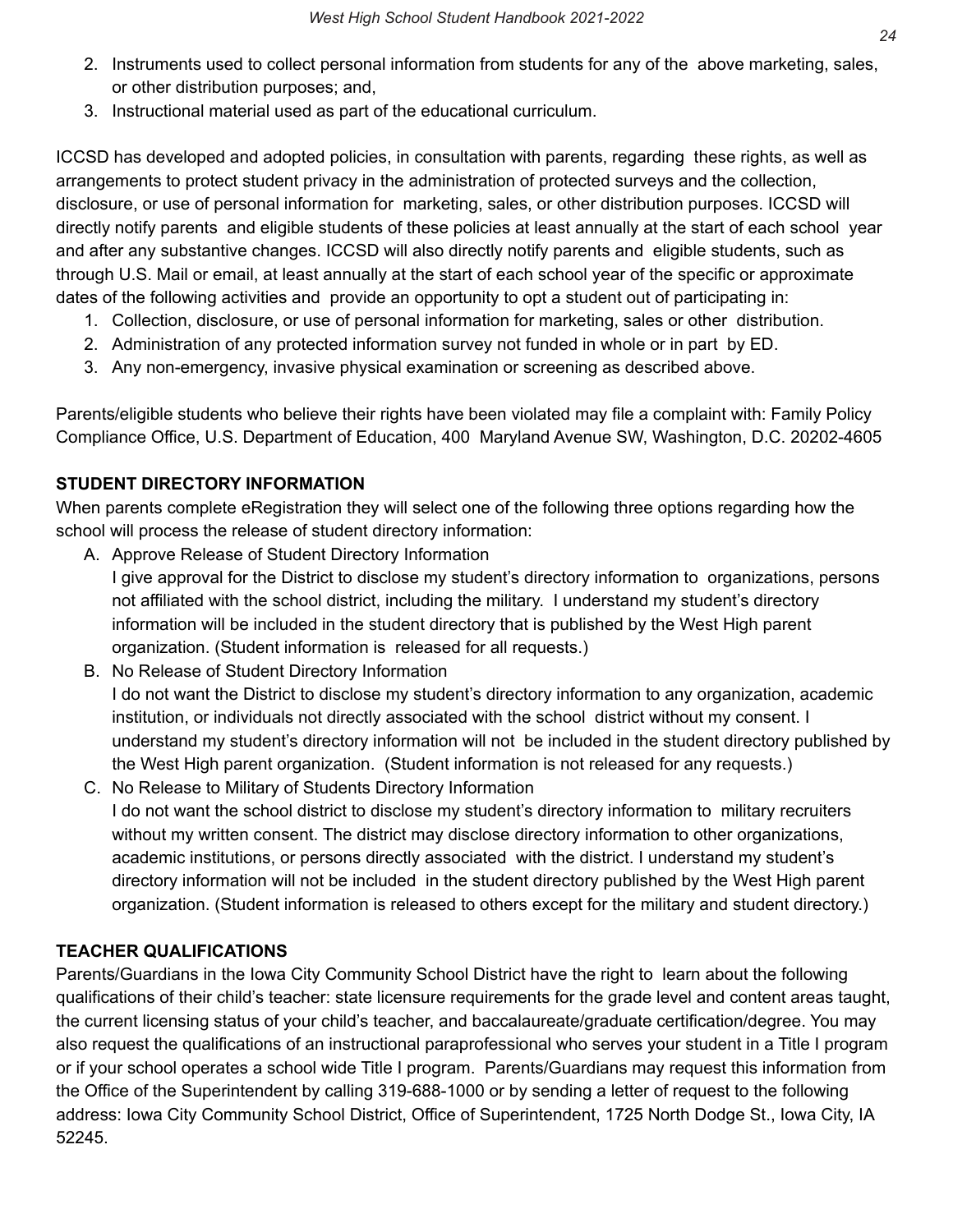2. Instruments used to collect personal information from students for any of the above marketing, sales, or other distribution purposes; and,
3. Instructional material used as part of the educational curriculum.

ICCSD has developed and adopted policies, in consultation with parents, regarding these rights, as well as arrangements to protect student privacy in the administration of protected surveys and the collection, disclosure, or use of personal information for marketing, sales, or other distribution purposes. ICCSD will directly notify parents and eligible students of these policies at least annually at the start of each school year and after any substantive changes. ICCSD will also directly notify parents and eligible students, such as through U.S. Mail or email, at least annually at the start of each school year of the specific or approximate dates of the following activities and provide an opportunity to opt a student out of participating in:

1. Collection, disclosure, or use of personal information for marketing, sales or other distribution.
2. Administration of any protected information survey not funded in whole or in part by ED.
3. Any non-emergency, invasive physical examination or screening as described above.

Parents/eligible students who believe their rights have been violated may file a complaint with: Family Policy Compliance Office, U.S. Department of Education, 400 Maryland Avenue SW, Washington, D.C. 20202-4605

**STUDENT DIRECTORY INFORMATION**

When parents complete eRegistration they will select one of the following three options regarding how the school will process the release of student directory information:

A. Approve Release of Student Directory Information
   I give approval for the District to disclose my student's directory information to organizations, persons not affiliated with the school district, including the military. I understand my student's directory information will be included in the student directory that is published by the West High parent organization. (Student information is released for all requests.)
B. No Release of Student Directory Information
   I do not want the District to disclose my student's directory information to any organization, academic institution, or individuals not directly associated with the school district without my consent. I understand my student's directory information will not be included in the student directory published by the West High parent organization. (Student information is not released for any requests.)
C. No Release to Military of Students Directory Information
   I do not want the school district to disclose my student's directory information to military recruiters without my written consent. The district may disclose directory information to other organizations, academic institutions, or persons directly associated with the district. I understand my student's directory information will not be included in the student directory published by the West High parent organization. (Student information is released to others except for the military and student directory.)

**TEACHER QUALIFICATIONS**

Parents/Guardians in the Iowa City Community School District have the right to learn about the following qualifications of their child's teacher: state licensure requirements for the grade level and content areas taught, the current licensing status of your child's teacher, and baccalaureate/graduate certification/degree. You may also request the qualifications of an instructional paraprofessional who serves your student in a Title I program or if your school operates a school wide Title I program. Parents/Guardians may request this information from the Office of the Superintendent by calling 319-688-1000 or by sending a letter of request to the following address: Iowa City Community School District, Office of Superintendent, 1725 North Dodge St., Iowa City, IA 52245.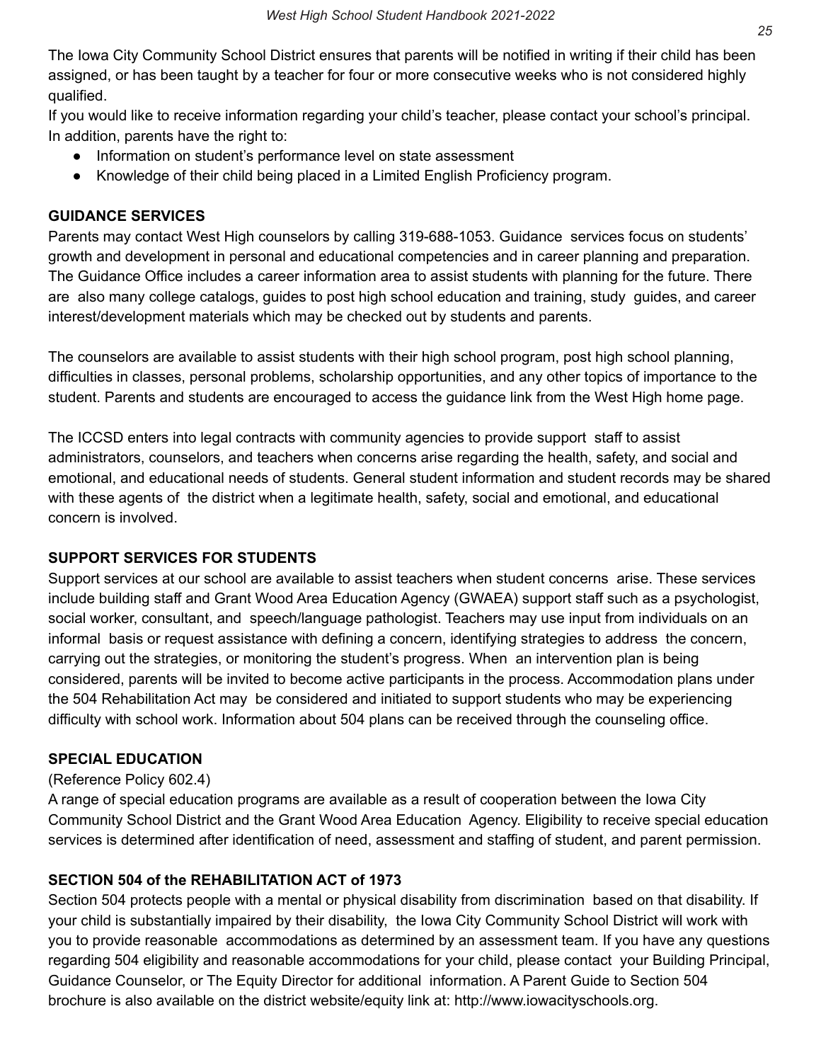The Iowa City Community School District ensures that parents will be notified in writing if their child has been assigned, or has been taught by a teacher for four or more consecutive weeks who is not considered highly qualified.

If you would like to receive information regarding your child's teacher, please contact your school's principal. In addition, parents have the right to:

- Information on student's performance level on state assessment
- Knowledge of their child being placed in a Limited English Proficiency program.

**GUIDANCE SERVICES**

Parents may contact West High counselors by calling 319-688-1053. Guidance services focus on students' growth and development in personal and educational competencies and in career planning and preparation. The Guidance Office includes a career information area to assist students with planning for the future. There are also many college catalogs, guides to post high school education and training, study guides, and career interest/development materials which may be checked out by students and parents.

The counselors are available to assist students with their high school program, post high school planning, difficulties in classes, personal problems, scholarship opportunities, and any other topics of importance to the student. Parents and students are encouraged to access the guidance link from the West High home page.

The ICCSD enters into legal contracts with community agencies to provide support staff to assist administrators, counselors, and teachers when concerns arise regarding the health, safety, and social and emotional, and educational needs of students. General student information and student records may be shared with these agents of the district when a legitimate health, safety, social and emotional, and educational concern is involved.

**SUPPORT SERVICES FOR STUDENTS**

Support services at our school are available to assist teachers when student concerns arise. These services include building staff and Grant Wood Area Education Agency (GWAEA) support staff such as a psychologist, social worker, consultant, and speech/language pathologist. Teachers may use input from individuals on an informal basis or request assistance with defining a concern, identifying strategies to address the concern, carrying out the strategies, or monitoring the student's progress. When an intervention plan is being considered, parents will be invited to become active participants in the process. Accommodation plans under the 504 Rehabilitation Act may be considered and initiated to support students who may be experiencing difficulty with school work. Information about 504 plans can be received through the counseling office.

**SPECIAL EDUCATION**

(Reference Policy 602.4)

A range of special education programs are available as a result of cooperation between the Iowa City Community School District and the Grant Wood Area Education Agency. Eligibility to receive special education services is determined after identification of need, assessment and staffing of student, and parent permission.

**SECTION 504 of the REHABILITATION ACT of 1973**

Section 504 protects people with a mental or physical disability from discrimination based on that disability. If your child is substantially impaired by their disability, the Iowa City Community School District will work with you to provide reasonable accommodations as determined by an assessment team. If you have any questions regarding 504 eligibility and reasonable accommodations for your child, please contact your Building Principal, Guidance Counselor, or The Equity Director for additional information. A Parent Guide to Section 504 brochure is also available on the district website/equity link at: http://www.iowacityschools.org.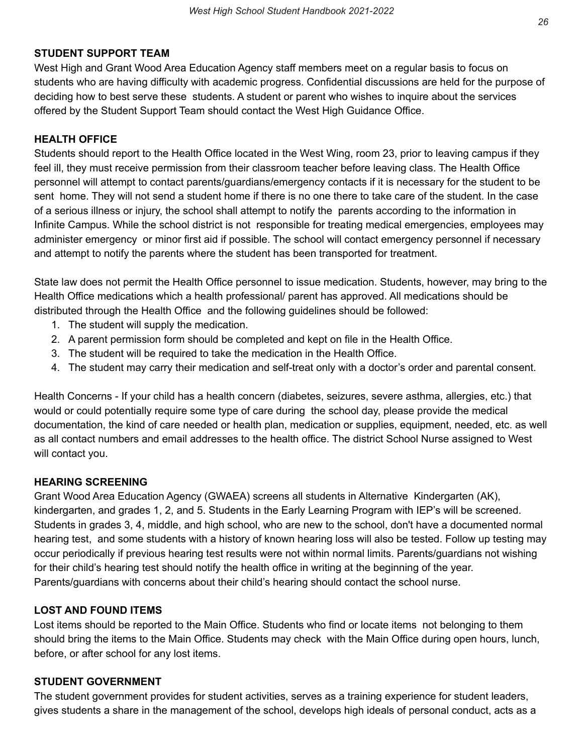## STUDENT SUPPORT TEAM

West High and Grant Wood Area Education Agency staff members meet on a regular basis to focus on students who are having difficulty with academic progress. Confidential discussions are held for the purpose of deciding how to best serve these students. A student or parent who wishes to inquire about the services offered by the Student Support Team should contact the West High Guidance Office.

## HEALTH OFFICE

Students should report to the Health Office located in the West Wing, room 23, prior to leaving campus if they feel ill, they must receive permission from their classroom teacher before leaving class. The Health Office personnel will attempt to contact parents/guardians/emergency contacts if it is necessary for the student to be sent home. They will not send a student home if there is no one there to take care of the student. In the case of a serious illness or injury, the school shall attempt to notify the parents according to the information in Infinite Campus. While the school district is not responsible for treating medical emergencies, employees may administer emergency or minor first aid if possible. The school will contact emergency personnel if necessary and attempt to notify the parents where the student has been transported for treatment.

State law does not permit the Health Office personnel to issue medication. Students, however, may bring to the Health Office medications which a health professional/ parent has approved. All medications should be distributed through the Health Office and the following guidelines should be followed:

1. The student will supply the medication.
2. A parent permission form should be completed and kept on file in the Health Office.
3. The student will be required to take the medication in the Health Office.
4. The student may carry their medication and self-treat only with a doctor's order and parental consent.

Health Concerns - If your child has a health concern (diabetes, seizures, severe asthma, allergies, etc.) that would or could potentially require some type of care during the school day, please provide the medical documentation, the kind of care needed or health plan, medication or supplies, equipment, needed, etc. as well as all contact numbers and email addresses to the health office. The district School Nurse assigned to West will contact you.

## HEARING SCREENING

Grant Wood Area Education Agency (GWAEA) screens all students in Alternative Kindergarten (AK), kindergarten, and grades 1, 2, and 5. Students in the Early Learning Program with IEP's will be screened. Students in grades 3, 4, middle, and high school, who are new to the school, don't have a documented normal hearing test, and some students with a history of known hearing loss will also be tested. Follow up testing may occur periodically if previous hearing test results were not within normal limits. Parents/guardians not wishing for their child's hearing test should notify the health office in writing at the beginning of the year. Parents/guardians with concerns about their child's hearing should contact the school nurse.

## LOST AND FOUND ITEMS

Lost items should be reported to the Main Office. Students who find or locate items not belonging to them should bring the items to the Main Office. Students may check with the Main Office during open hours, lunch, before, or after school for any lost items.

## STUDENT GOVERNMENT

The student government provides for student activities, serves as a training experience for student leaders, gives students a share in the management of the school, develops high ideals of personal conduct, acts as a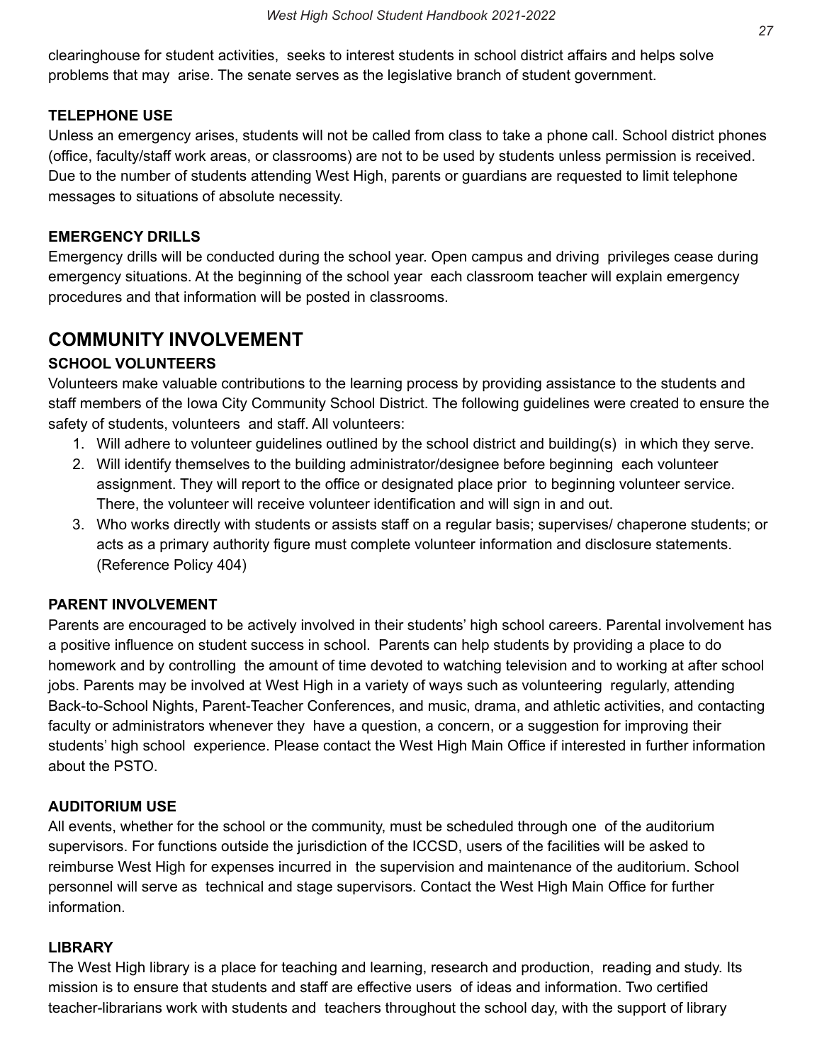clearinghouse for student activities, seeks to interest students in school district affairs and helps solve problems that may arise. The senate serves as the legislative branch of student government.

### TELEPHONE USE

Unless an emergency arises, students will not be called from class to take a phone call. School district phones (office, faculty/staff work areas, or classrooms) are not to be used by students unless permission is received. Due to the number of students attending West High, parents or guardians are requested to limit telephone messages to situations of absolute necessity.

### EMERGENCY DRILLS

Emergency drills will be conducted during the school year. Open campus and driving privileges cease during emergency situations. At the beginning of the school year each classroom teacher will explain emergency procedures and that information will be posted in classrooms.

## COMMUNITY INVOLVEMENT

### SCHOOL VOLUNTEERS

Volunteers make valuable contributions to the learning process by providing assistance to the students and staff members of the Iowa City Community School District. The following guidelines were created to ensure the safety of students, volunteers and staff. All volunteers:

1. Will adhere to volunteer guidelines outlined by the school district and building(s) in which they serve.
2. Will identify themselves to the building administrator/designee before beginning each volunteer assignment. They will report to the office or designated place prior to beginning volunteer service. There, the volunteer will receive volunteer identification and will sign in and out.
3. Who works directly with students or assists staff on a regular basis; supervises/ chaperone students; or acts as a primary authority figure must complete volunteer information and disclosure statements. (Reference Policy 404)

### PARENT INVOLVEMENT

Parents are encouraged to be actively involved in their students' high school careers. Parental involvement has a positive influence on student success in school. Parents can help students by providing a place to do homework and by controlling the amount of time devoted to watching television and to working at after school jobs. Parents may be involved at West High in a variety of ways such as volunteering regularly, attending Back-to-School Nights, Parent-Teacher Conferences, and music, drama, and athletic activities, and contacting faculty or administrators whenever they have a question, a concern, or a suggestion for improving their students' high school experience. Please contact the West High Main Office if interested in further information about the PSTO.

### AUDITORIUM USE

All events, whether for the school or the community, must be scheduled through one of the auditorium supervisors. For functions outside the jurisdiction of the ICCSD, users of the facilities will be asked to reimburse West High for expenses incurred in the supervision and maintenance of the auditorium. School personnel will serve as technical and stage supervisors. Contact the West High Main Office for further information.

### LIBRARY

The West High library is a place for teaching and learning, research and production, reading and study. Its mission is to ensure that students and staff are effective users of ideas and information. Two certified teacher-librarians work with students and teachers throughout the school day, with the support of library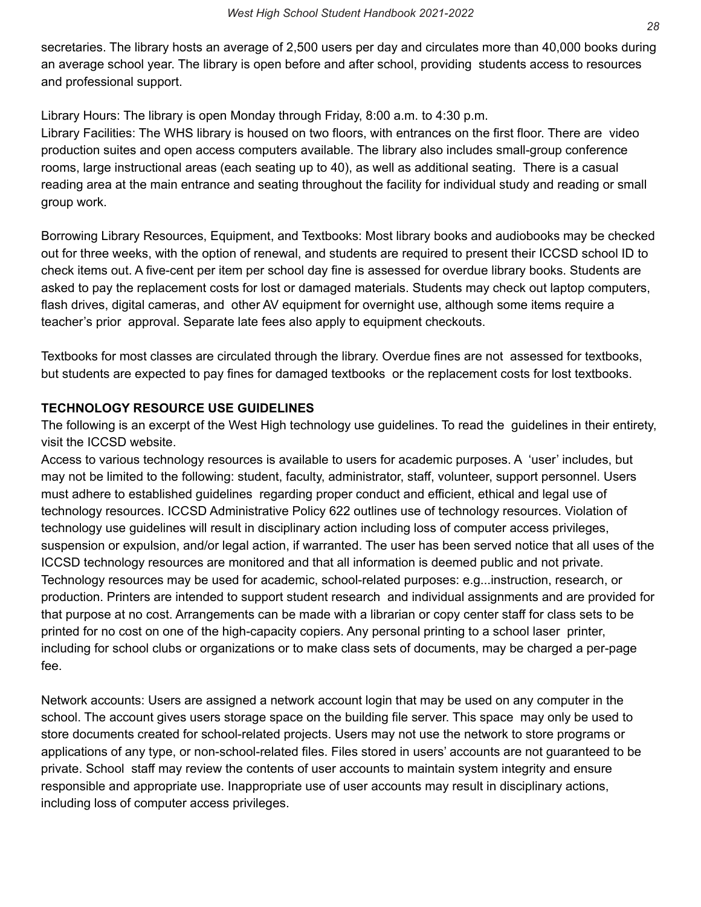secretaries. The library hosts an average of 2,500 users per day and circulates more than 40,000 books during an average school year. The library is open before and after school, providing students access to resources and professional support.

Library Hours: The library is open Monday through Friday, 8:00 a.m. to 4:30 p.m.
Library Facilities: The WHS library is housed on two floors, with entrances on the first floor. There are video production suites and open access computers available. The library also includes small-group conference rooms, large instructional areas (each seating up to 40), as well as additional seating. There is a casual reading area at the main entrance and seating throughout the facility for individual study and reading or small group work.

Borrowing Library Resources, Equipment, and Textbooks: Most library books and audiobooks may be checked out for three weeks, with the option of renewal, and students are required to present their ICCSD school ID to check items out. A five-cent per item per school day fine is assessed for overdue library books. Students are asked to pay the replacement costs for lost or damaged materials. Students may check out laptop computers, flash drives, digital cameras, and other AV equipment for overnight use, although some items require a teacher's prior approval. Separate late fees also apply to equipment checkouts.

Textbooks for most classes are circulated through the library. Overdue fines are not assessed for textbooks, but students are expected to pay fines for damaged textbooks or the replacement costs for lost textbooks.

## TECHNOLOGY RESOURCE USE GUIDELINES

The following is an excerpt of the West High technology use guidelines. To read the guidelines in their entirety, visit the ICCSD website.
Access to various technology resources is available to users for academic purposes. A 'user' includes, but may not be limited to the following: student, faculty, administrator, staff, volunteer, support personnel. Users must adhere to established guidelines regarding proper conduct and efficient, ethical and legal use of technology resources. ICCSD Administrative Policy 622 outlines use of technology resources. Violation of technology use guidelines will result in disciplinary action including loss of computer access privileges, suspension or expulsion, and/or legal action, if warranted. The user has been served notice that all uses of the ICCSD technology resources are monitored and that all information is deemed public and not private.
Technology resources may be used for academic, school-related purposes: e.g...instruction, research, or production. Printers are intended to support student research and individual assignments and are provided for that purpose at no cost. Arrangements can be made with a librarian or copy center staff for class sets to be printed for no cost on one of the high-capacity copiers. Any personal printing to a school laser printer, including for school clubs or organizations or to make class sets of documents, may be charged a per-page fee.

Network accounts: Users are assigned a network account login that may be used on any computer in the school. The account gives users storage space on the building file server. This space may only be used to store documents created for school-related projects. Users may not use the network to store programs or applications of any type, or non-school-related files. Files stored in users' accounts are not guaranteed to be private. School staff may review the contents of user accounts to maintain system integrity and ensure responsible and appropriate use. Inappropriate use of user accounts may result in disciplinary actions, including loss of computer access privileges.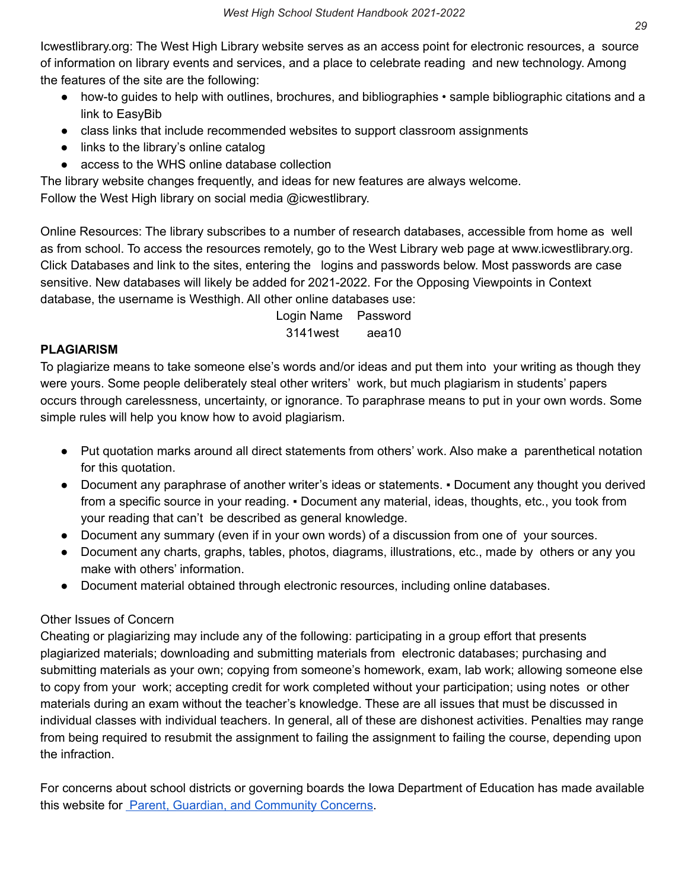Icwestlibrary.org: The West High Library website serves as an access point for electronic resources, a source of information on library events and services, and a place to celebrate reading and new technology. Among the features of the site are the following:

- how-to guides to help with outlines, brochures, and bibliographies • sample bibliographic citations and a link to EasyBib
- class links that include recommended websites to support classroom assignments
- links to the library's online catalog
- access to the WHS online database collection

The library website changes frequently, and ideas for new features are always welcome.
Follow the West High library on social media @icwestlibrary.

Online Resources: The library subscribes to a number of research databases, accessible from home as well as from school. To access the resources remotely, go to the West Library web page at www.icwestlibrary.org. Click Databases and link to the sites, entering the logins and passwords below. Most passwords are case sensitive. New databases will likely be added for 2021-2022. For the Opposing Viewpoints in Context database, the username is Westhigh. All other online databases use:

| Login Name | Password |
|---|---|
| 3141west | aea10 |

**PLAGIARISM**

To plagiarize means to take someone else's words and/or ideas and put them into your writing as though they were yours. Some people deliberately steal other writers' work, but much plagiarism in students' papers occurs through carelessness, uncertainty, or ignorance. To paraphrase means to put in your own words. Some simple rules will help you know how to avoid plagiarism.

- Put quotation marks around all direct statements from others' work. Also make a parenthetical notation for this quotation.
- Document any paraphrase of another writer's ideas or statements. ▪ Document any thought you derived from a specific source in your reading. ▪ Document any material, ideas, thoughts, etc., you took from your reading that can't be described as general knowledge.
- Document any summary (even if in your own words) of a discussion from one of your sources.
- Document any charts, graphs, tables, photos, diagrams, illustrations, etc., made by others or any you make with others' information.
- Document material obtained through electronic resources, including online databases.

Other Issues of Concern

Cheating or plagiarizing may include any of the following: participating in a group effort that presents plagiarized materials; downloading and submitting materials from electronic databases; purchasing and submitting materials as your own; copying from someone's homework, exam, lab work; allowing someone else to copy from your work; accepting credit for work completed without your participation; using notes or other materials during an exam without the teacher's knowledge. These are all issues that must be discussed in individual classes with individual teachers. In general, all of these are dishonest activities. Penalties may range from being required to resubmit the assignment to failing the assignment to failing the course, depending upon the infraction.

For concerns about school districts or governing boards the Iowa Department of Education has made available this website for Parent, Guardian, and Community Concerns.